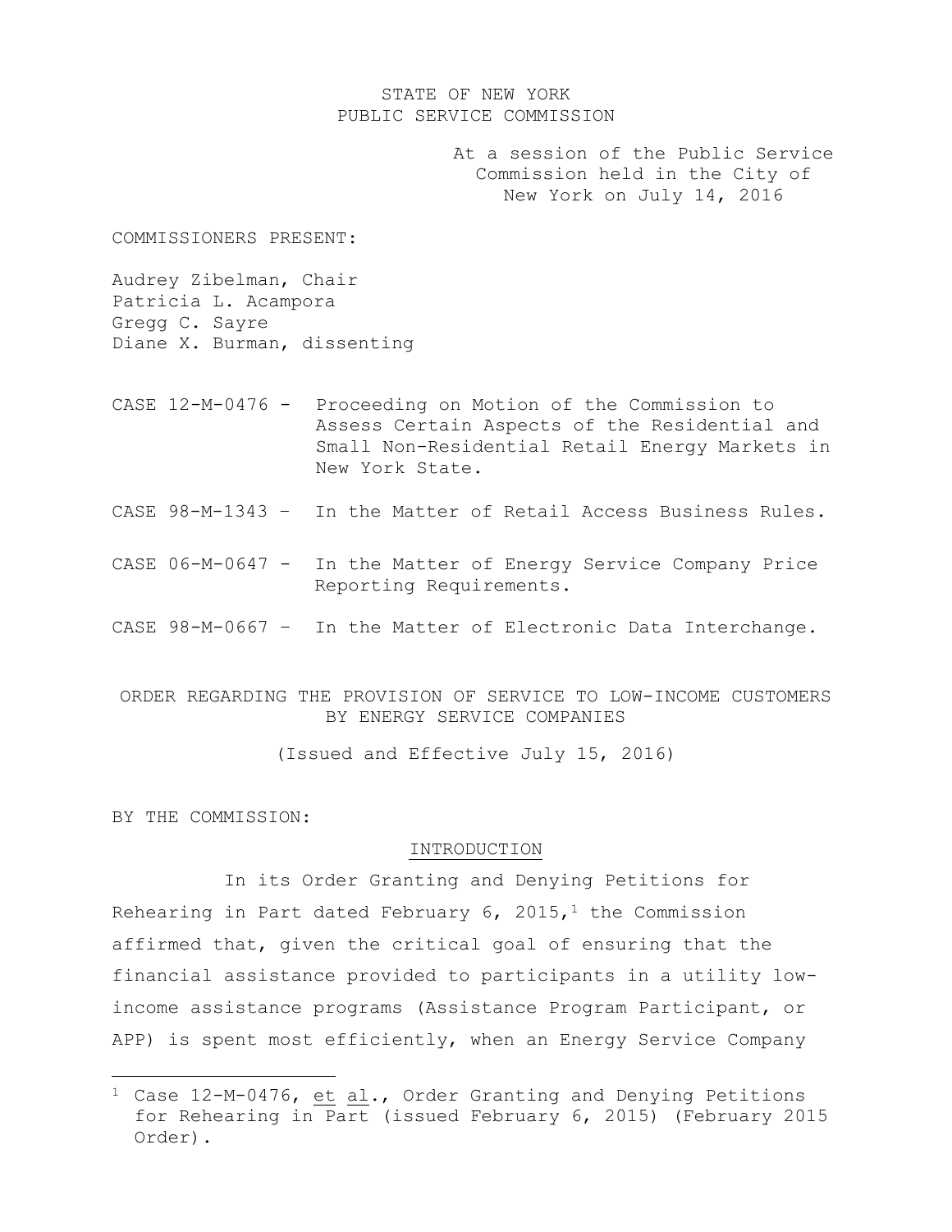STATE OF NEW YORK
PUBLIC SERVICE COMMISSION

At a session of the Public Service Commission held in the City of New York on July 14, 2016

COMMISSIONERS PRESENT:

Audrey Zibelman, Chair
Patricia L. Acampora
Gregg C. Sayre
Diane X. Burman, dissenting

CASE 12-M-0476 - Proceeding on Motion of the Commission to Assess Certain Aspects of the Residential and Small Non-Residential Retail Energy Markets in New York State.

CASE 98-M-1343 – In the Matter of Retail Access Business Rules.

CASE 06-M-0647 - In the Matter of Energy Service Company Price Reporting Requirements.

CASE 98-M-0667 – In the Matter of Electronic Data Interchange.

ORDER REGARDING THE PROVISION OF SERVICE TO LOW-INCOME CUSTOMERS BY ENERGY SERVICE COMPANIES

(Issued and Effective July 15, 2016)

BY THE COMMISSION:

## INTRODUCTION

In its Order Granting and Denying Petitions for Rehearing in Part dated February 6, 2015,[1] the Commission affirmed that, given the critical goal of ensuring that the financial assistance provided to participants in a utility low-income assistance programs (Assistance Program Participant, or APP) is spent most efficiently, when an Energy Service Company

---

[1] Case 12-M-0476, et al., Order Granting and Denying Petitions for Rehearing in Part (issued February 6, 2015) (February 2015 Order).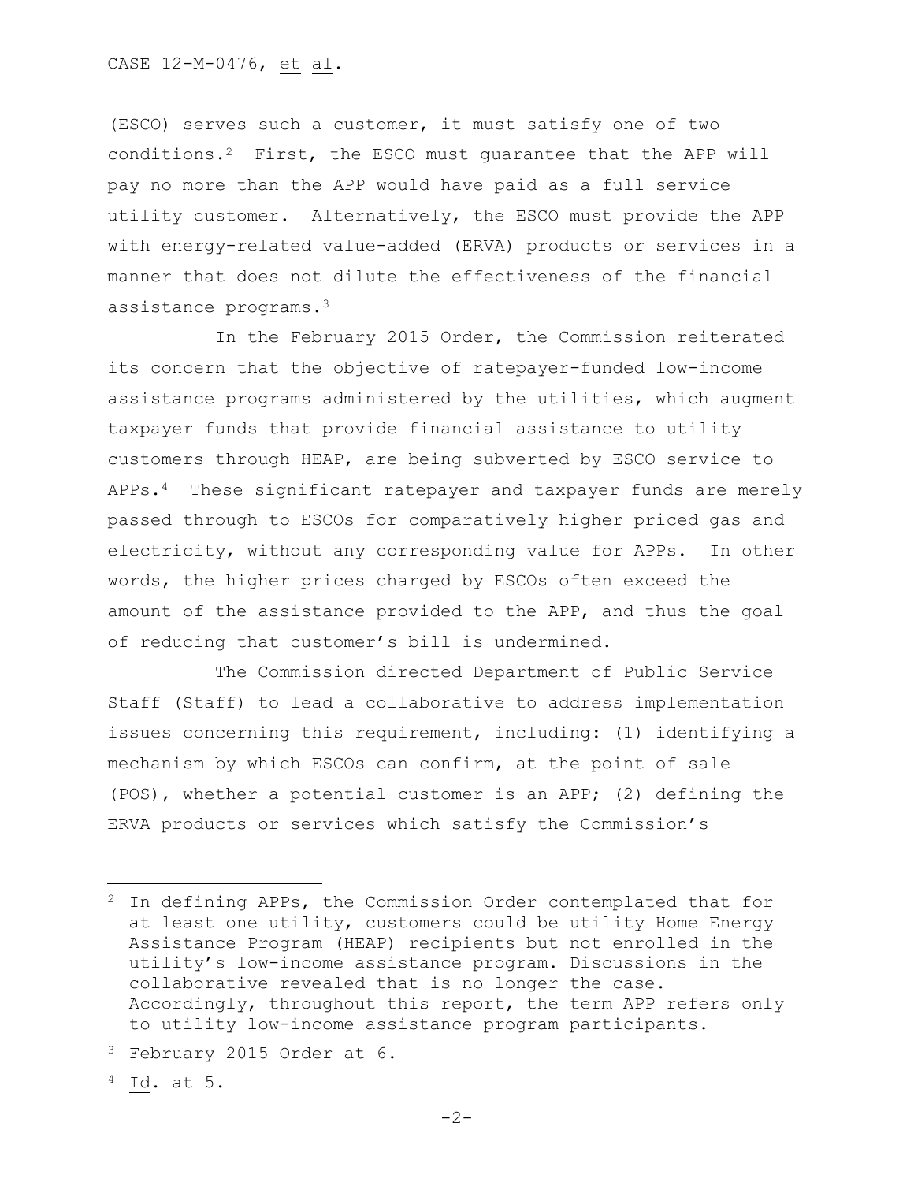(ESCO) serves such a customer, it must satisfy one of two conditions.[2] First, the ESCO must guarantee that the APP will pay no more than the APP would have paid as a full service utility customer. Alternatively, the ESCO must provide the APP with energy-related value-added (ERVA) products or services in a manner that does not dilute the effectiveness of the financial assistance programs.[3]

In the February 2015 Order, the Commission reiterated its concern that the objective of ratepayer-funded low-income assistance programs administered by the utilities, which augment taxpayer funds that provide financial assistance to utility customers through HEAP, are being subverted by ESCO service to APPs.[4] These significant ratepayer and taxpayer funds are merely passed through to ESCOs for comparatively higher priced gas and electricity, without any corresponding value for APPs. In other words, the higher prices charged by ESCOs often exceed the amount of the assistance provided to the APP, and thus the goal of reducing that customer's bill is undermined.

The Commission directed Department of Public Service Staff (Staff) to lead a collaborative to address implementation issues concerning this requirement, including: (1) identifying a mechanism by which ESCOs can confirm, at the point of sale (POS), whether a potential customer is an APP; (2) defining the ERVA products or services which satisfy the Commission's

---

[2] In defining APPs, the Commission Order contemplated that for at least one utility, customers could be utility Home Energy Assistance Program (HEAP) recipients but not enrolled in the utility's low-income assistance program. Discussions in the collaborative revealed that is no longer the case. Accordingly, throughout this report, the term APP refers only to utility low-income assistance program participants.

[3] February 2015 Order at 6.

[4] Id. at 5.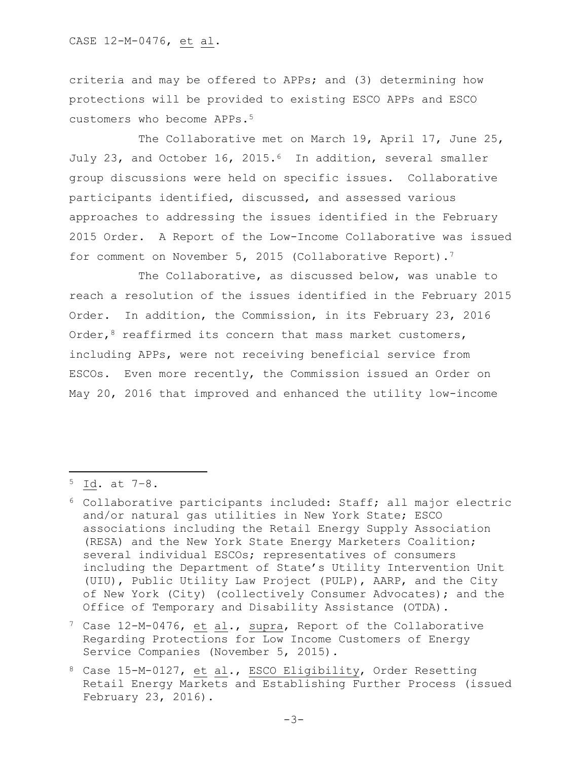criteria and may be offered to APPs; and (3) determining how protections will be provided to existing ESCO APPs and ESCO customers who become APPs.[5]

The Collaborative met on March 19, April 17, June 25, July 23, and October 16, 2015.[6] In addition, several smaller group discussions were held on specific issues. Collaborative participants identified, discussed, and assessed various approaches to addressing the issues identified in the February 2015 Order. A Report of the Low-Income Collaborative was issued for comment on November 5, 2015 (Collaborative Report).[7]

The Collaborative, as discussed below, was unable to reach a resolution of the issues identified in the February 2015 Order. In addition, the Commission, in its February 23, 2016 Order,[8] reaffirmed its concern that mass market customers, including APPs, were not receiving beneficial service from ESCOs. Even more recently, the Commission issued an Order on May 20, 2016 that improved and enhanced the utility low-income

---

[5] Id. at 7-8.

[6] Collaborative participants included: Staff; all major electric and/or natural gas utilities in New York State; ESCO associations including the Retail Energy Supply Association (RESA) and the New York State Energy Marketers Coalition; several individual ESCOs; representatives of consumers including the Department of State's Utility Intervention Unit (UIU), Public Utility Law Project (PULP), AARP, and the City of New York (City) (collectively Consumer Advocates); and the Office of Temporary and Disability Assistance (OTDA).

[7] Case 12-M-0476, et al., supra, Report of the Collaborative Regarding Protections for Low Income Customers of Energy Service Companies (November 5, 2015).

[8] Case 15-M-0127, et al., ESCO Eligibility, Order Resetting Retail Energy Markets and Establishing Further Process (issued February 23, 2016).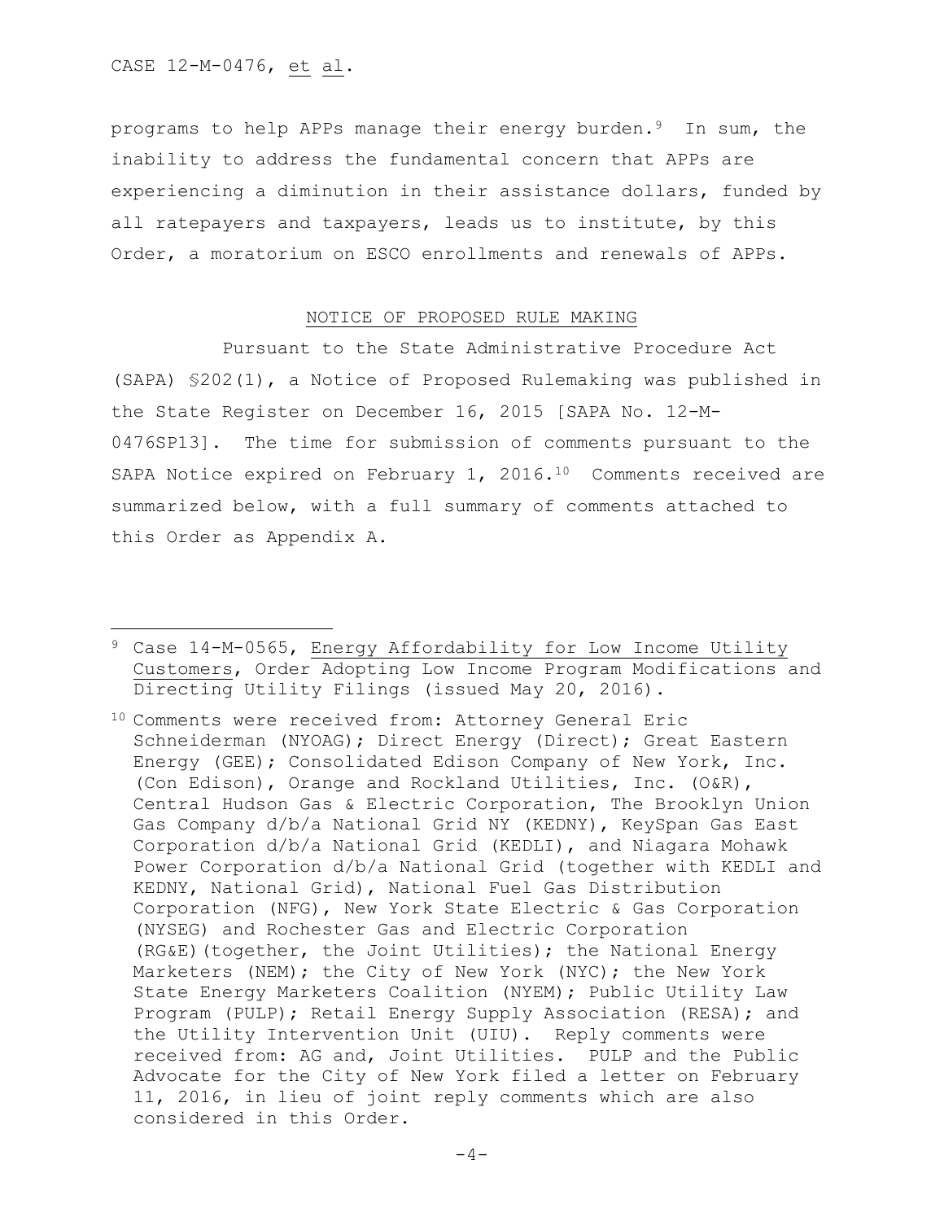programs to help APPs manage their energy burden.[9] In sum, the inability to address the fundamental concern that APPs are experiencing a diminution in their assistance dollars, funded by all ratepayers and taxpayers, leads us to institute, by this Order, a moratorium on ESCO enrollments and renewals of APPs.

## NOTICE OF PROPOSED RULE MAKING

Pursuant to the State Administrative Procedure Act (SAPA) §202(1), a Notice of Proposed Rulemaking was published in the State Register on December 16, 2015 [SAPA No. 12-M-0476SP13]. The time for submission of comments pursuant to the SAPA Notice expired on February 1, 2016.[10] Comments received are summarized below, with a full summary of comments attached to this Order as Appendix A.

---

[9] Case 14-M-0565, Energy Affordability for Low Income Utility Customers, Order Adopting Low Income Program Modifications and Directing Utility Filings (issued May 20, 2016).

[10] Comments were received from: Attorney General Eric Schneiderman (NYOAG); Direct Energy (Direct); Great Eastern Energy (GEE); Consolidated Edison Company of New York, Inc. (Con Edison), Orange and Rockland Utilities, Inc. (O&R), Central Hudson Gas & Electric Corporation, The Brooklyn Union Gas Company d/b/a National Grid NY (KEDNY), KeySpan Gas East Corporation d/b/a National Grid (KEDLI), and Niagara Mohawk Power Corporation d/b/a National Grid (together with KEDLI and KEDNY, National Grid), National Fuel Gas Distribution Corporation (NFG), New York State Electric & Gas Corporation (NYSEG) and Rochester Gas and Electric Corporation (RG&E)(together, the Joint Utilities); the National Energy Marketers (NEM); the City of New York (NYC); the New York State Energy Marketers Coalition (NYEM); Public Utility Law Program (PULP); Retail Energy Supply Association (RESA); and the Utility Intervention Unit (UIU). Reply comments were received from: AG and, Joint Utilities. PULP and the Public Advocate for the City of New York filed a letter on February 11, 2016, in lieu of joint reply comments which are also considered in this Order.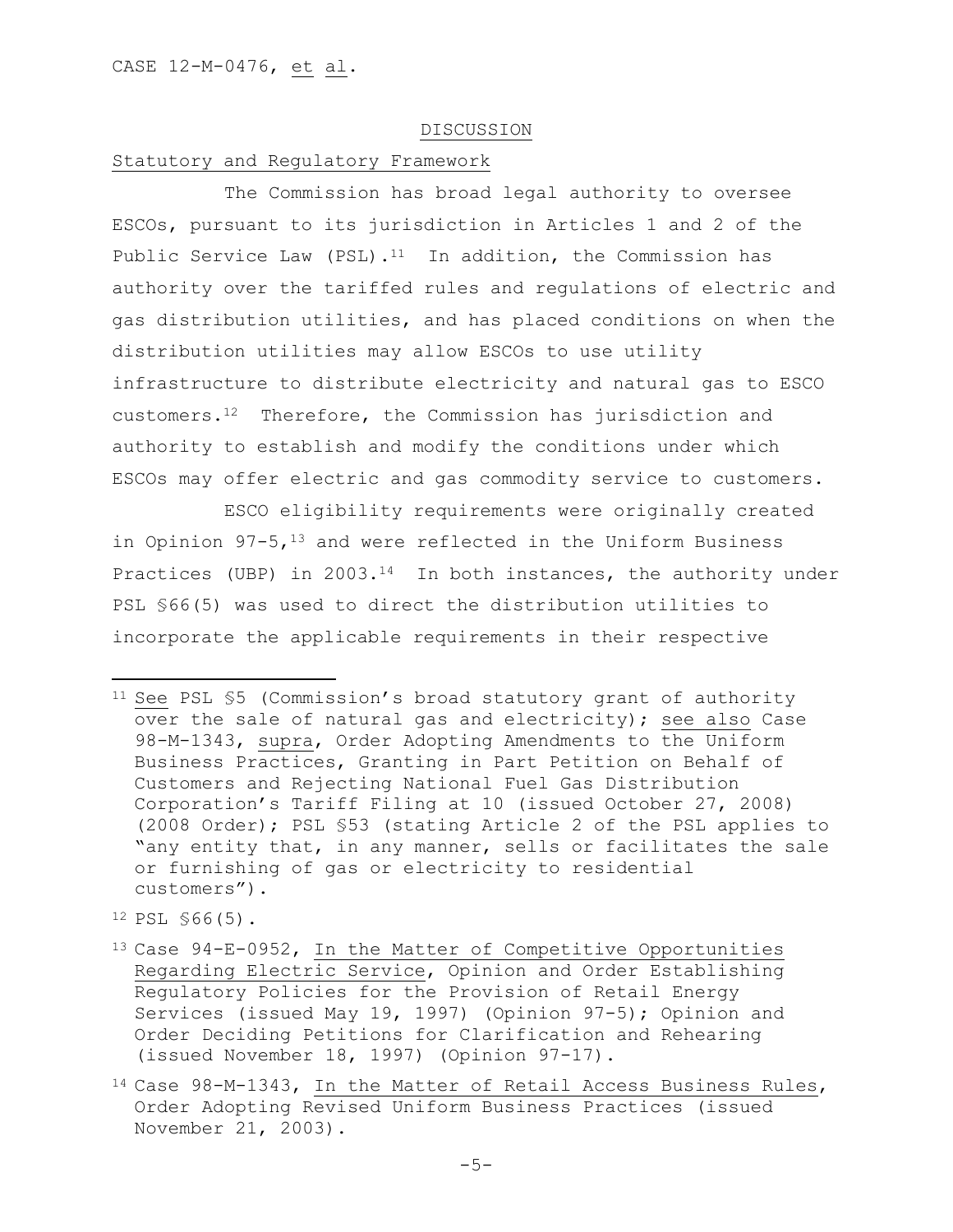## DISCUSSION

### Statutory and Regulatory Framework

The Commission has broad legal authority to oversee ESCOs, pursuant to its jurisdiction in Articles 1 and 2 of the Public Service Law (PSL).[11] In addition, the Commission has authority over the tariffed rules and regulations of electric and gas distribution utilities, and has placed conditions on when the distribution utilities may allow ESCOs to use utility infrastructure to distribute electricity and natural gas to ESCO customers.[12] Therefore, the Commission has jurisdiction and authority to establish and modify the conditions under which ESCOs may offer electric and gas commodity service to customers.

ESCO eligibility requirements were originally created in Opinion 97-5,[13] and were reflected in the Uniform Business Practices (UBP) in 2003.[14] In both instances, the authority under PSL §66(5) was used to direct the distribution utilities to incorporate the applicable requirements in their respective

---

[11] See PSL §5 (Commission's broad statutory grant of authority over the sale of natural gas and electricity); see also Case 98-M-1343, supra, Order Adopting Amendments to the Uniform Business Practices, Granting in Part Petition on Behalf of Customers and Rejecting National Fuel Gas Distribution Corporation's Tariff Filing at 10 (issued October 27, 2008) (2008 Order); PSL §53 (stating Article 2 of the PSL applies to "any entity that, in any manner, sells or facilitates the sale or furnishing of gas or electricity to residential customers").

[12] PSL §66(5).

[13] Case 94-E-0952, In the Matter of Competitive Opportunities Regarding Electric Service, Opinion and Order Establishing Regulatory Policies for the Provision of Retail Energy Services (issued May 19, 1997) (Opinion 97-5); Opinion and Order Deciding Petitions for Clarification and Rehearing (issued November 18, 1997) (Opinion 97-17).

[14] Case 98-M-1343, In the Matter of Retail Access Business Rules, Order Adopting Revised Uniform Business Practices (issued November 21, 2003).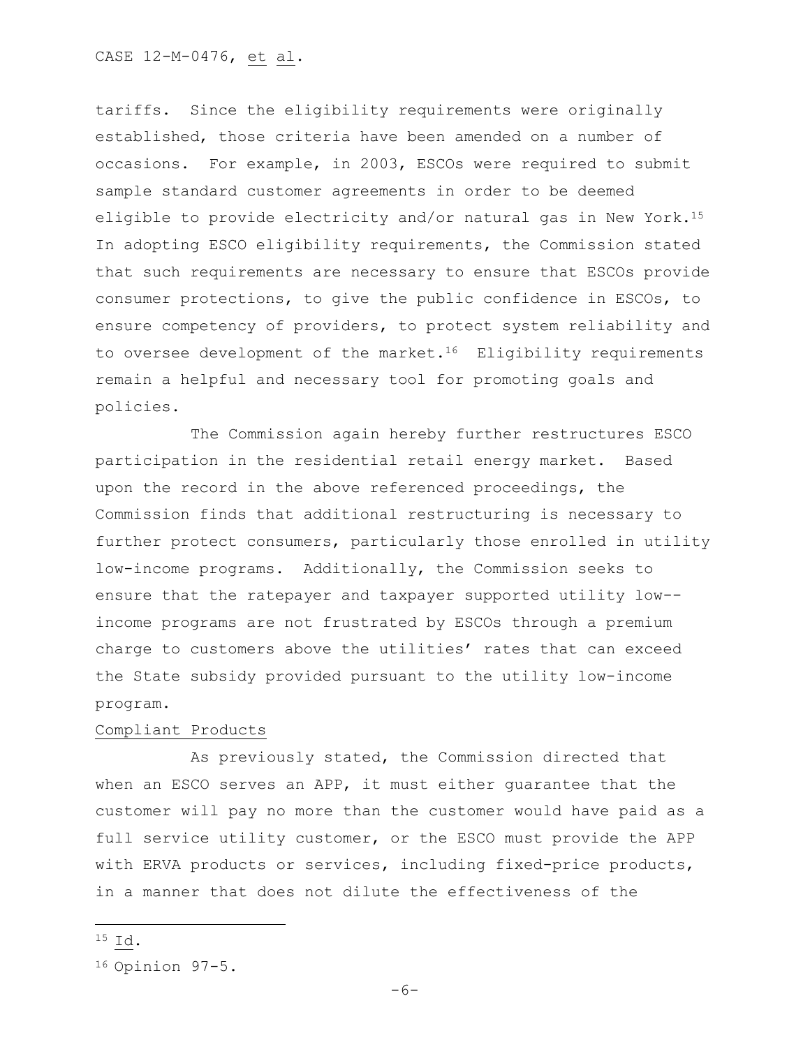tariffs. Since the eligibility requirements were originally established, those criteria have been amended on a number of occasions. For example, in 2003, ESCOs were required to submit sample standard customer agreements in order to be deemed eligible to provide electricity and/or natural gas in New York.[15] In adopting ESCO eligibility requirements, the Commission stated that such requirements are necessary to ensure that ESCOs provide consumer protections, to give the public confidence in ESCOs, to ensure competency of providers, to protect system reliability and to oversee development of the market.[16] Eligibility requirements remain a helpful and necessary tool for promoting goals and policies.

The Commission again hereby further restructures ESCO participation in the residential retail energy market. Based upon the record in the above referenced proceedings, the Commission finds that additional restructuring is necessary to further protect consumers, particularly those enrolled in utility low-income programs. Additionally, the Commission seeks to ensure that the ratepayer and taxpayer supported utility low--income programs are not frustrated by ESCOs through a premium charge to customers above the utilities' rates that can exceed the State subsidy provided pursuant to the utility low-income program.

Compliant Products

As previously stated, the Commission directed that when an ESCO serves an APP, it must either guarantee that the customer will pay no more than the customer would have paid as a full service utility customer, or the ESCO must provide the APP with ERVA products or services, including fixed-price products, in a manner that does not dilute the effectiveness of the

---

[15] Id.

[16] Opinion 97-5.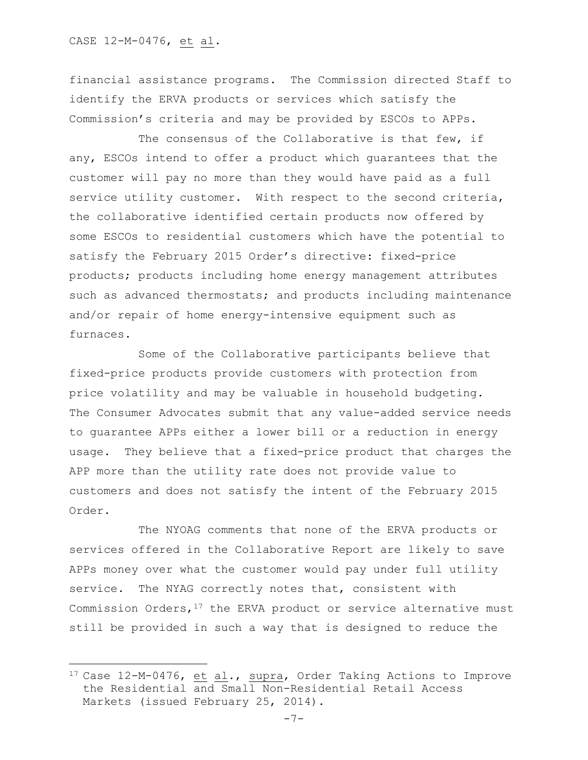financial assistance programs. The Commission directed Staff to identify the ERVA products or services which satisfy the Commission's criteria and may be provided by ESCOs to APPs.

The consensus of the Collaborative is that few, if any, ESCOs intend to offer a product which guarantees that the customer will pay no more than they would have paid as a full service utility customer. With respect to the second criteria, the collaborative identified certain products now offered by some ESCOs to residential customers which have the potential to satisfy the February 2015 Order's directive: fixed-price products; products including home energy management attributes such as advanced thermostats; and products including maintenance and/or repair of home energy-intensive equipment such as furnaces.

Some of the Collaborative participants believe that fixed-price products provide customers with protection from price volatility and may be valuable in household budgeting. The Consumer Advocates submit that any value-added service needs to guarantee APPs either a lower bill or a reduction in energy usage. They believe that a fixed-price product that charges the APP more than the utility rate does not provide value to customers and does not satisfy the intent of the February 2015 Order.

The NYOAG comments that none of the ERVA products or services offered in the Collaborative Report are likely to save APPs money over what the customer would pay under full utility service. The NYAG correctly notes that, consistent with Commission Orders,[17] the ERVA product or service alternative must still be provided in such a way that is designed to reduce the

---

[17] Case 12-M-0476, et al., supra, Order Taking Actions to Improve the Residential and Small Non-Residential Retail Access Markets (issued February 25, 2014).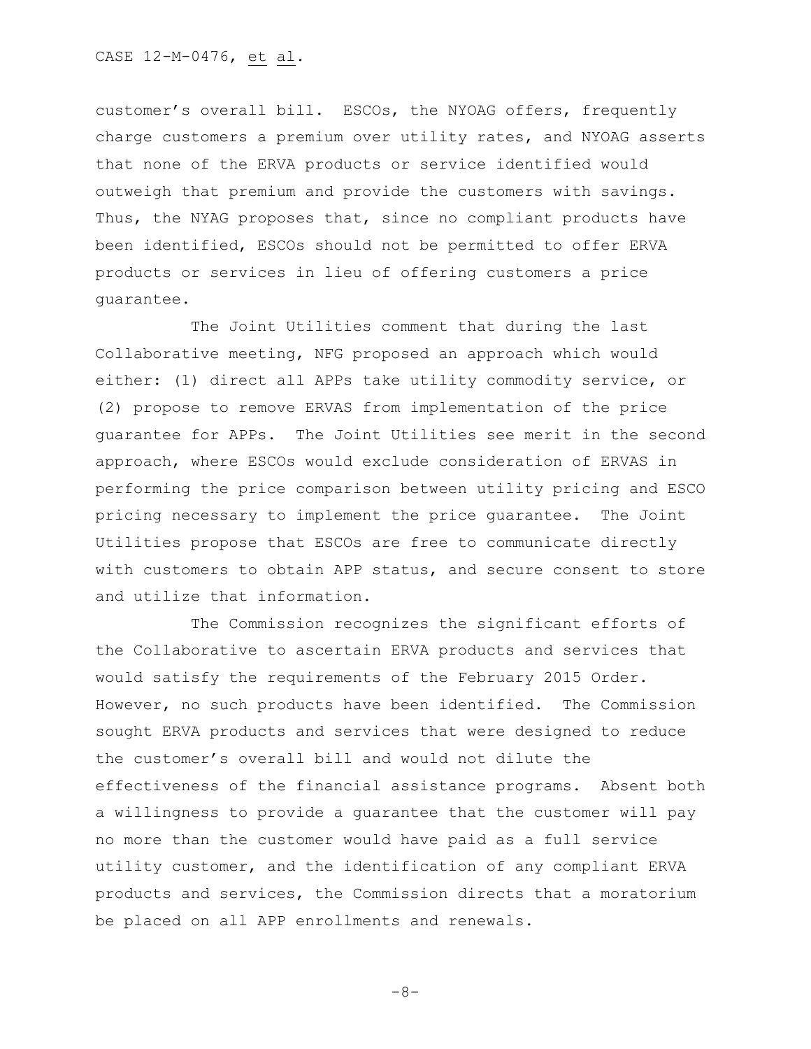customer's overall bill. ESCOs, the NYOAG offers, frequently charge customers a premium over utility rates, and NYOAG asserts that none of the ERVA products or service identified would outweigh that premium and provide the customers with savings. Thus, the NYAG proposes that, since no compliant products have been identified, ESCOs should not be permitted to offer ERVA products or services in lieu of offering customers a price guarantee.

The Joint Utilities comment that during the last Collaborative meeting, NFG proposed an approach which would either: (1) direct all APPs take utility commodity service, or (2) propose to remove ERVAS from implementation of the price guarantee for APPs. The Joint Utilities see merit in the second approach, where ESCOs would exclude consideration of ERVAS in performing the price comparison between utility pricing and ESCO pricing necessary to implement the price guarantee. The Joint Utilities propose that ESCOs are free to communicate directly with customers to obtain APP status, and secure consent to store and utilize that information.

The Commission recognizes the significant efforts of the Collaborative to ascertain ERVA products and services that would satisfy the requirements of the February 2015 Order. However, no such products have been identified. The Commission sought ERVA products and services that were designed to reduce the customer's overall bill and would not dilute the effectiveness of the financial assistance programs. Absent both a willingness to provide a guarantee that the customer will pay no more than the customer would have paid as a full service utility customer, and the identification of any compliant ERVA products and services, the Commission directs that a moratorium be placed on all APP enrollments and renewals.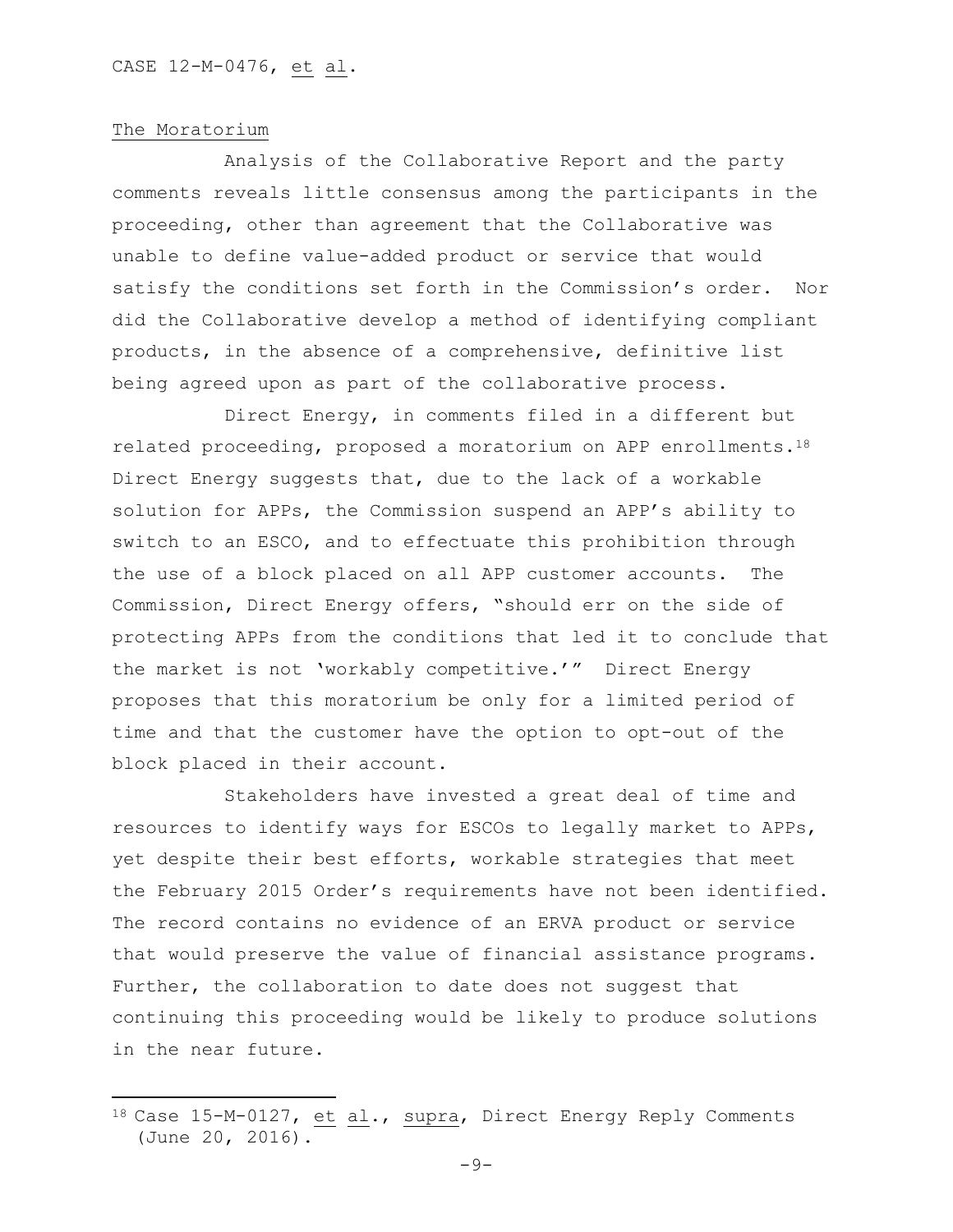## The Moratorium

Analysis of the Collaborative Report and the party comments reveals little consensus among the participants in the proceeding, other than agreement that the Collaborative was unable to define value-added product or service that would satisfy the conditions set forth in the Commission's order. Nor did the Collaborative develop a method of identifying compliant products, in the absence of a comprehensive, definitive list being agreed upon as part of the collaborative process.

Direct Energy, in comments filed in a different but related proceeding, proposed a moratorium on APP enrollments.[18] Direct Energy suggests that, due to the lack of a workable solution for APPs, the Commission suspend an APP's ability to switch to an ESCO, and to effectuate this prohibition through the use of a block placed on all APP customer accounts. The Commission, Direct Energy offers, "should err on the side of protecting APPs from the conditions that led it to conclude that the market is not 'workably competitive.'" Direct Energy proposes that this moratorium be only for a limited period of time and that the customer have the option to opt-out of the block placed in their account.

Stakeholders have invested a great deal of time and resources to identify ways for ESCOs to legally market to APPs, yet despite their best efforts, workable strategies that meet the February 2015 Order's requirements have not been identified. The record contains no evidence of an ERVA product or service that would preserve the value of financial assistance programs. Further, the collaboration to date does not suggest that continuing this proceeding would be likely to produce solutions in the near future.

---

[18] Case 15-M-0127, et al., supra, Direct Energy Reply Comments (June 20, 2016).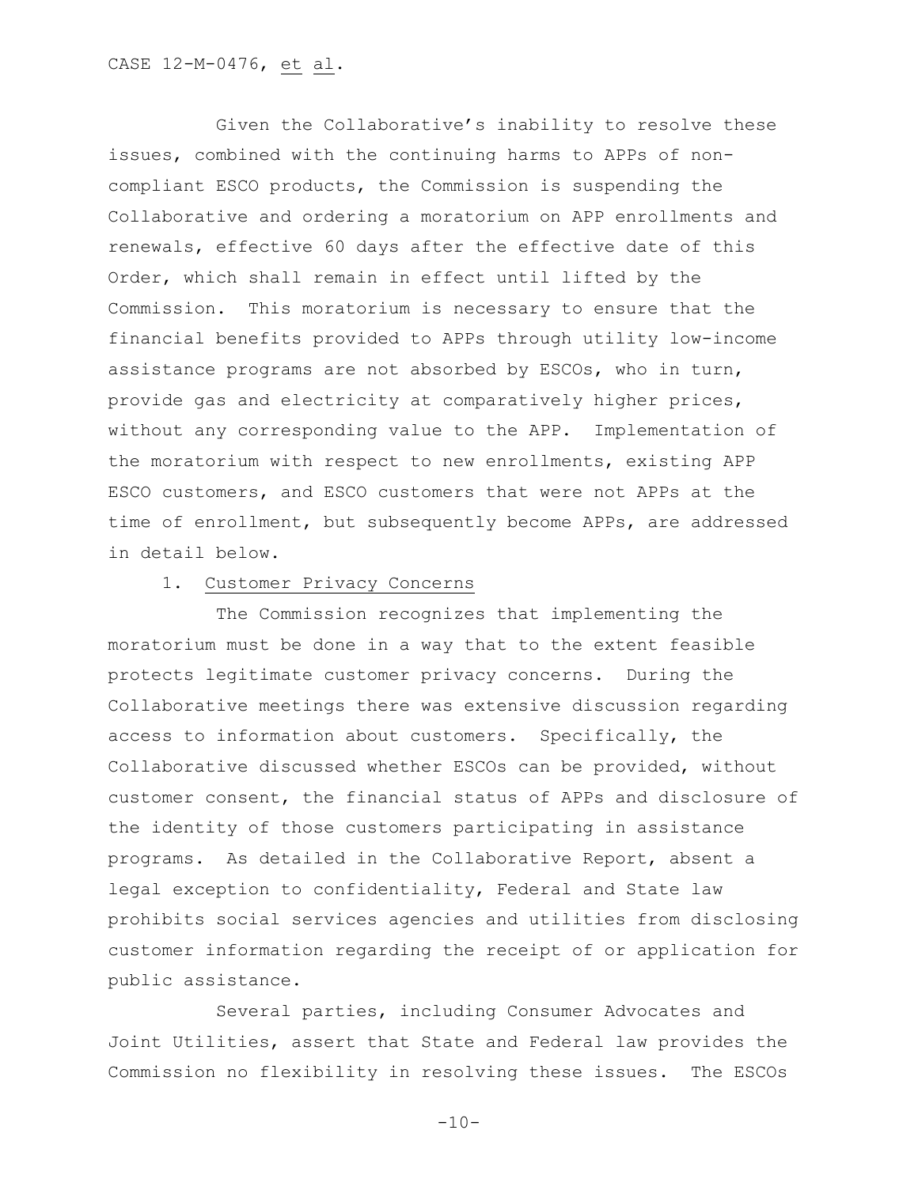Given the Collaborative's inability to resolve these issues, combined with the continuing harms to APPs of non-compliant ESCO products, the Commission is suspending the Collaborative and ordering a moratorium on APP enrollments and renewals, effective 60 days after the effective date of this Order, which shall remain in effect until lifted by the Commission. This moratorium is necessary to ensure that the financial benefits provided to APPs through utility low-income assistance programs are not absorbed by ESCOs, who in turn, provide gas and electricity at comparatively higher prices, without any corresponding value to the APP. Implementation of the moratorium with respect to new enrollments, existing APP ESCO customers, and ESCO customers that were not APPs at the time of enrollment, but subsequently become APPs, are addressed in detail below.

1. Customer Privacy Concerns

The Commission recognizes that implementing the moratorium must be done in a way that to the extent feasible protects legitimate customer privacy concerns. During the Collaborative meetings there was extensive discussion regarding access to information about customers. Specifically, the Collaborative discussed whether ESCOs can be provided, without customer consent, the financial status of APPs and disclosure of the identity of those customers participating in assistance programs. As detailed in the Collaborative Report, absent a legal exception to confidentiality, Federal and State law prohibits social services agencies and utilities from disclosing customer information regarding the receipt of or application for public assistance.

Several parties, including Consumer Advocates and Joint Utilities, assert that State and Federal law provides the Commission no flexibility in resolving these issues. The ESCOs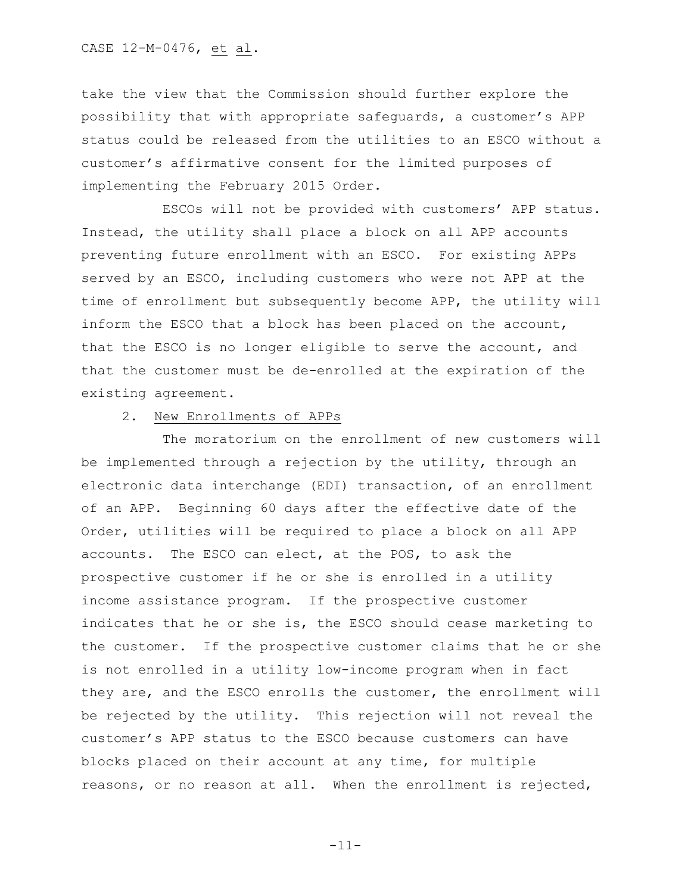take the view that the Commission should further explore the possibility that with appropriate safeguards, a customer's APP status could be released from the utilities to an ESCO without a customer's affirmative consent for the limited purposes of implementing the February 2015 Order.

ESCOs will not be provided with customers' APP status. Instead, the utility shall place a block on all APP accounts preventing future enrollment with an ESCO. For existing APPs served by an ESCO, including customers who were not APP at the time of enrollment but subsequently become APP, the utility will inform the ESCO that a block has been placed on the account, that the ESCO is no longer eligible to serve the account, and that the customer must be de-enrolled at the expiration of the existing agreement.

2. <u>New Enrollments of APPs</u>

The moratorium on the enrollment of new customers will be implemented through a rejection by the utility, through an electronic data interchange (EDI) transaction, of an enrollment of an APP. Beginning 60 days after the effective date of the Order, utilities will be required to place a block on all APP accounts. The ESCO can elect, at the POS, to ask the prospective customer if he or she is enrolled in a utility income assistance program. If the prospective customer indicates that he or she is, the ESCO should cease marketing to the customer. If the prospective customer claims that he or she is not enrolled in a utility low-income program when in fact they are, and the ESCO enrolls the customer, the enrollment will be rejected by the utility. This rejection will not reveal the customer's APP status to the ESCO because customers can have blocks placed on their account at any time, for multiple reasons, or no reason at all. When the enrollment is rejected,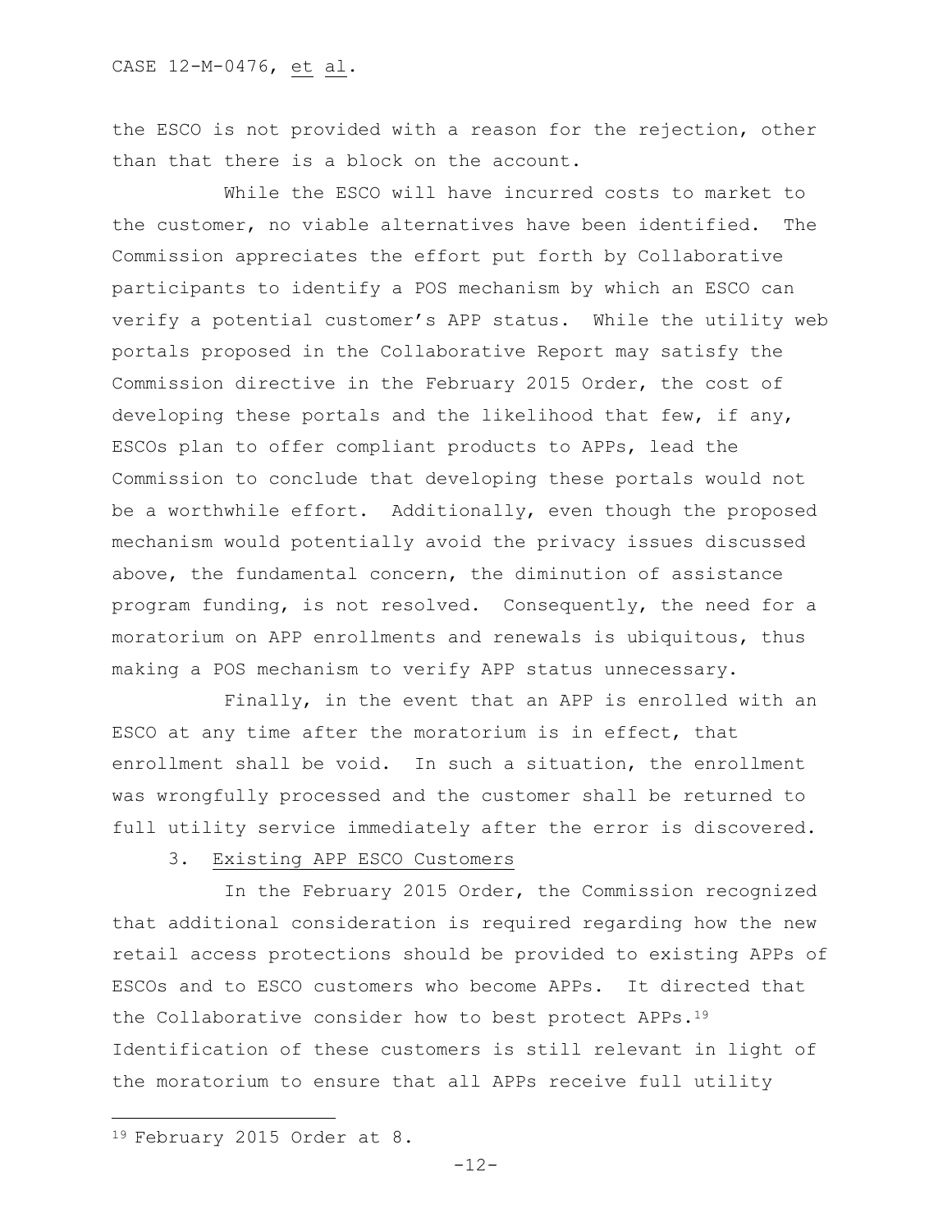the ESCO is not provided with a reason for the rejection, other than that there is a block on the account.

While the ESCO will have incurred costs to market to the customer, no viable alternatives have been identified. The Commission appreciates the effort put forth by Collaborative participants to identify a POS mechanism by which an ESCO can verify a potential customer's APP status. While the utility web portals proposed in the Collaborative Report may satisfy the Commission directive in the February 2015 Order, the cost of developing these portals and the likelihood that few, if any, ESCOs plan to offer compliant products to APPs, lead the Commission to conclude that developing these portals would not be a worthwhile effort. Additionally, even though the proposed mechanism would potentially avoid the privacy issues discussed above, the fundamental concern, the diminution of assistance program funding, is not resolved. Consequently, the need for a moratorium on APP enrollments and renewals is ubiquitous, thus making a POS mechanism to verify APP status unnecessary.

Finally, in the event that an APP is enrolled with an ESCO at any time after the moratorium is in effect, that enrollment shall be void. In such a situation, the enrollment was wrongfully processed and the customer shall be returned to full utility service immediately after the error is discovered.

### 3. Existing APP ESCO Customers

In the February 2015 Order, the Commission recognized that additional consideration is required regarding how the new retail access protections should be provided to existing APPs of ESCOs and to ESCO customers who become APPs. It directed that the Collaborative consider how to best protect APPs.[19] Identification of these customers is still relevant in light of the moratorium to ensure that all APPs receive full utility

[19] February 2015 Order at 8.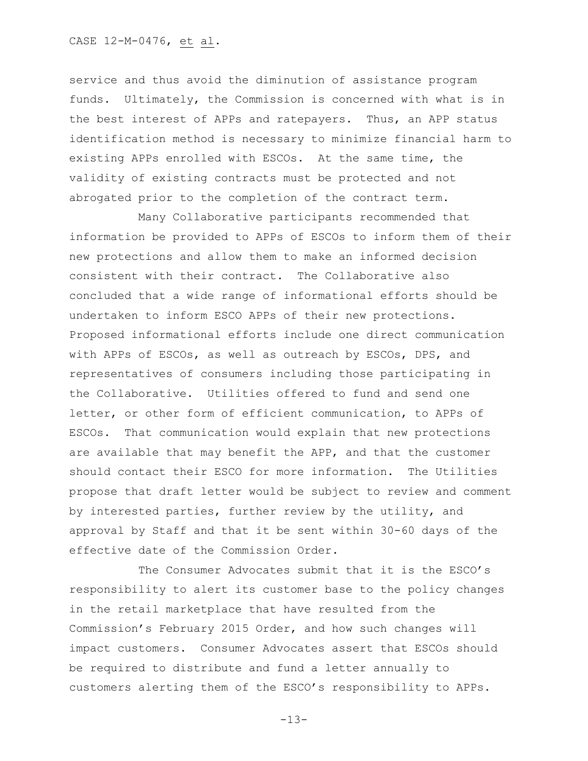service and thus avoid the diminution of assistance program funds. Ultimately, the Commission is concerned with what is in the best interest of APPs and ratepayers. Thus, an APP status identification method is necessary to minimize financial harm to existing APPs enrolled with ESCOs. At the same time, the validity of existing contracts must be protected and not abrogated prior to the completion of the contract term.

Many Collaborative participants recommended that information be provided to APPs of ESCOs to inform them of their new protections and allow them to make an informed decision consistent with their contract. The Collaborative also concluded that a wide range of informational efforts should be undertaken to inform ESCO APPs of their new protections. Proposed informational efforts include one direct communication with APPs of ESCOs, as well as outreach by ESCOs, DPS, and representatives of consumers including those participating in the Collaborative. Utilities offered to fund and send one letter, or other form of efficient communication, to APPs of ESCOs. That communication would explain that new protections are available that may benefit the APP, and that the customer should contact their ESCO for more information. The Utilities propose that draft letter would be subject to review and comment by interested parties, further review by the utility, and approval by Staff and that it be sent within 30-60 days of the effective date of the Commission Order.

The Consumer Advocates submit that it is the ESCO's responsibility to alert its customer base to the policy changes in the retail marketplace that have resulted from the Commission's February 2015 Order, and how such changes will impact customers. Consumer Advocates assert that ESCOs should be required to distribute and fund a letter annually to customers alerting them of the ESCO's responsibility to APPs.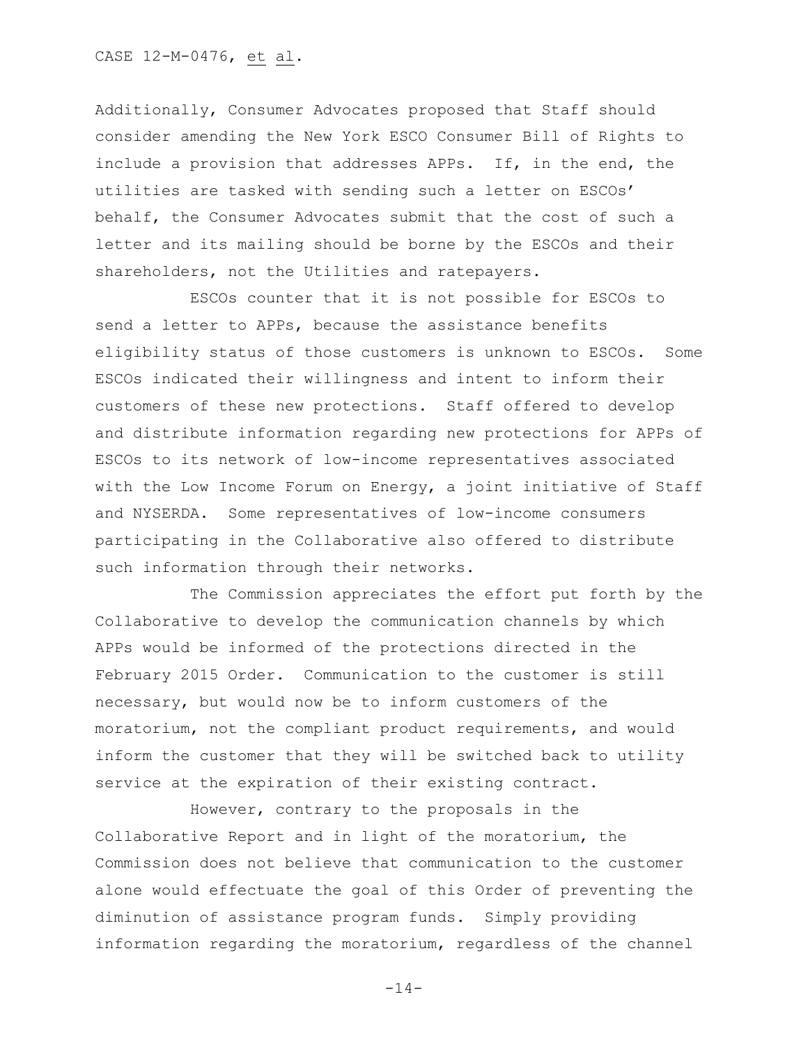Additionally, Consumer Advocates proposed that Staff should consider amending the New York ESCO Consumer Bill of Rights to include a provision that addresses APPs. If, in the end, the utilities are tasked with sending such a letter on ESCOs' behalf, the Consumer Advocates submit that the cost of such a letter and its mailing should be borne by the ESCOs and their shareholders, not the Utilities and ratepayers.

ESCOs counter that it is not possible for ESCOs to send a letter to APPs, because the assistance benefits eligibility status of those customers is unknown to ESCOs. Some ESCOs indicated their willingness and intent to inform their customers of these new protections. Staff offered to develop and distribute information regarding new protections for APPs of ESCOs to its network of low-income representatives associated with the Low Income Forum on Energy, a joint initiative of Staff and NYSERDA. Some representatives of low-income consumers participating in the Collaborative also offered to distribute such information through their networks.

The Commission appreciates the effort put forth by the Collaborative to develop the communication channels by which APPs would be informed of the protections directed in the February 2015 Order. Communication to the customer is still necessary, but would now be to inform customers of the moratorium, not the compliant product requirements, and would inform the customer that they will be switched back to utility service at the expiration of their existing contract.

However, contrary to the proposals in the Collaborative Report and in light of the moratorium, the Commission does not believe that communication to the customer alone would effectuate the goal of this Order of preventing the diminution of assistance program funds. Simply providing information regarding the moratorium, regardless of the channel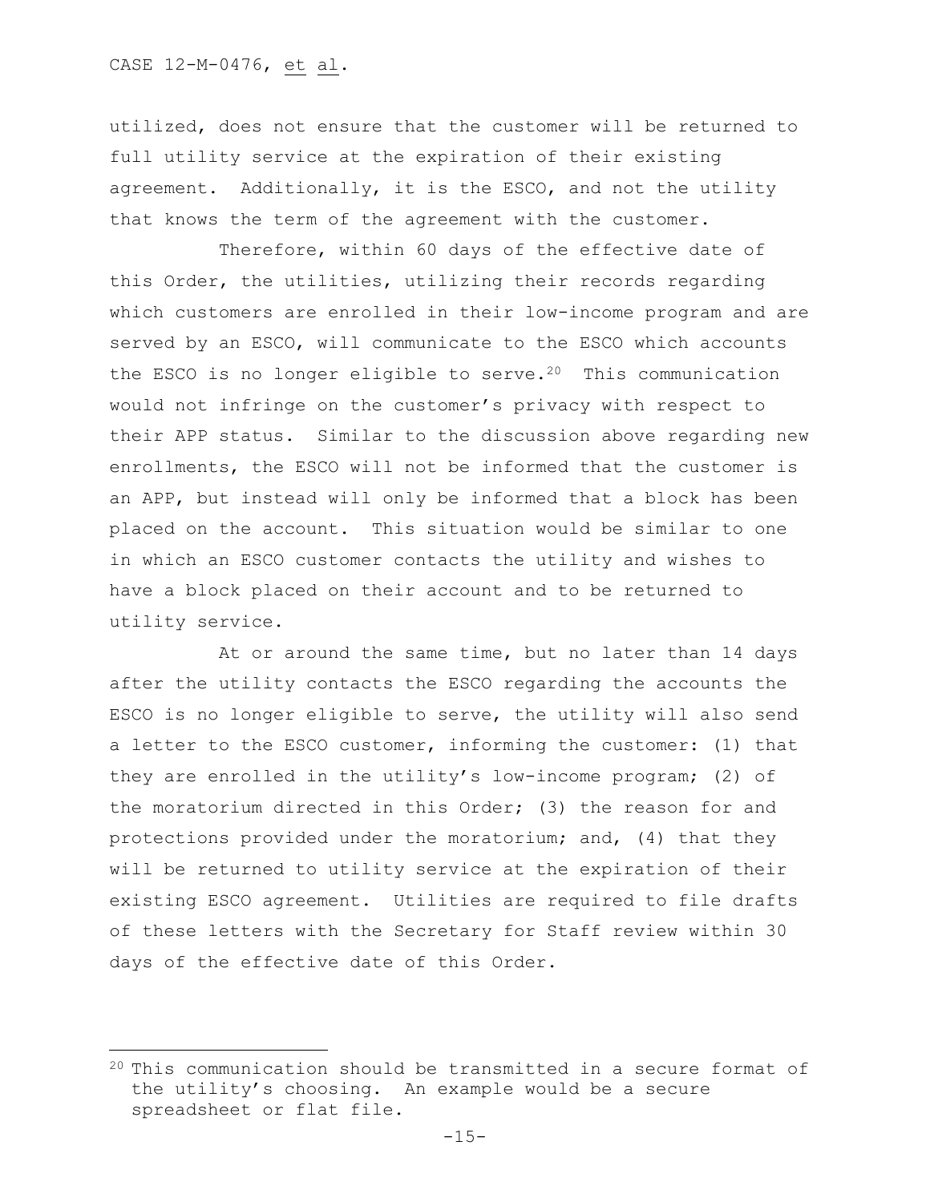utilized, does not ensure that the customer will be returned to full utility service at the expiration of their existing agreement. Additionally, it is the ESCO, and not the utility that knows the term of the agreement with the customer.

Therefore, within 60 days of the effective date of this Order, the utilities, utilizing their records regarding which customers are enrolled in their low-income program and are served by an ESCO, will communicate to the ESCO which accounts the ESCO is no longer eligible to serve.[20] This communication would not infringe on the customer's privacy with respect to their APP status. Similar to the discussion above regarding new enrollments, the ESCO will not be informed that the customer is an APP, but instead will only be informed that a block has been placed on the account. This situation would be similar to one in which an ESCO customer contacts the utility and wishes to have a block placed on their account and to be returned to utility service.

At or around the same time, but no later than 14 days after the utility contacts the ESCO regarding the accounts the ESCO is no longer eligible to serve, the utility will also send a letter to the ESCO customer, informing the customer: (1) that they are enrolled in the utility's low-income program; (2) of the moratorium directed in this Order; (3) the reason for and protections provided under the moratorium; and, (4) that they will be returned to utility service at the expiration of their existing ESCO agreement. Utilities are required to file drafts of these letters with the Secretary for Staff review within 30 days of the effective date of this Order.

---

[20] This communication should be transmitted in a secure format of the utility's choosing. An example would be a secure spreadsheet or flat file.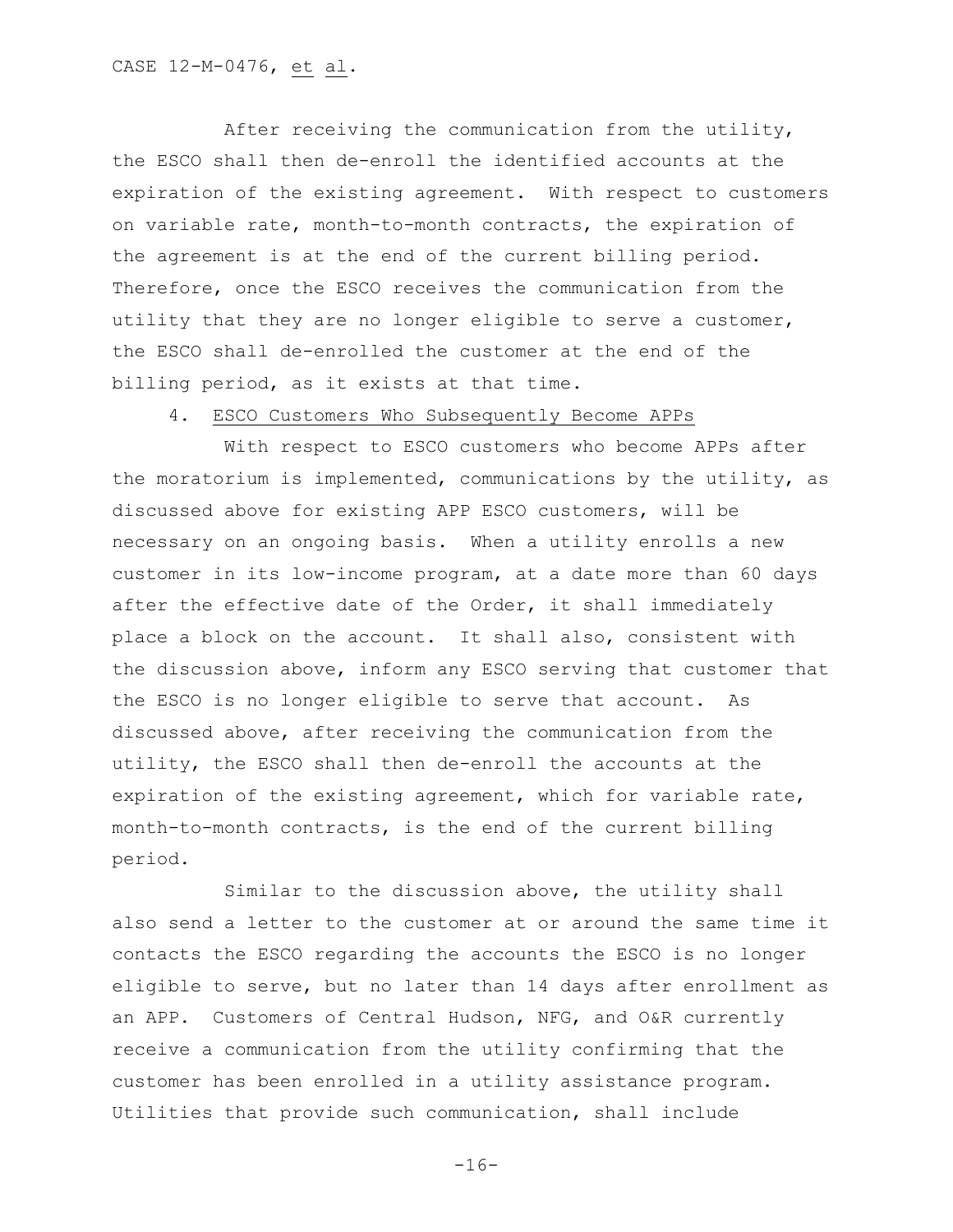After receiving the communication from the utility, the ESCO shall then de-enroll the identified accounts at the expiration of the existing agreement. With respect to customers on variable rate, month-to-month contracts, the expiration of the agreement is at the end of the current billing period. Therefore, once the ESCO receives the communication from the utility that they are no longer eligible to serve a customer, the ESCO shall de-enrolled the customer at the end of the billing period, as it exists at that time.

4. <u>ESCO Customers Who Subsequently Become APPs</u>

With respect to ESCO customers who become APPs after the moratorium is implemented, communications by the utility, as discussed above for existing APP ESCO customers, will be necessary on an ongoing basis. When a utility enrolls a new customer in its low-income program, at a date more than 60 days after the effective date of the Order, it shall immediately place a block on the account. It shall also, consistent with the discussion above, inform any ESCO serving that customer that the ESCO is no longer eligible to serve that account. As discussed above, after receiving the communication from the utility, the ESCO shall then de-enroll the accounts at the expiration of the existing agreement, which for variable rate, month-to-month contracts, is the end of the current billing period.

Similar to the discussion above, the utility shall also send a letter to the customer at or around the same time it contacts the ESCO regarding the accounts the ESCO is no longer eligible to serve, but no later than 14 days after enrollment as an APP. Customers of Central Hudson, NFG, and O&R currently receive a communication from the utility confirming that the customer has been enrolled in a utility assistance program. Utilities that provide such communication, shall include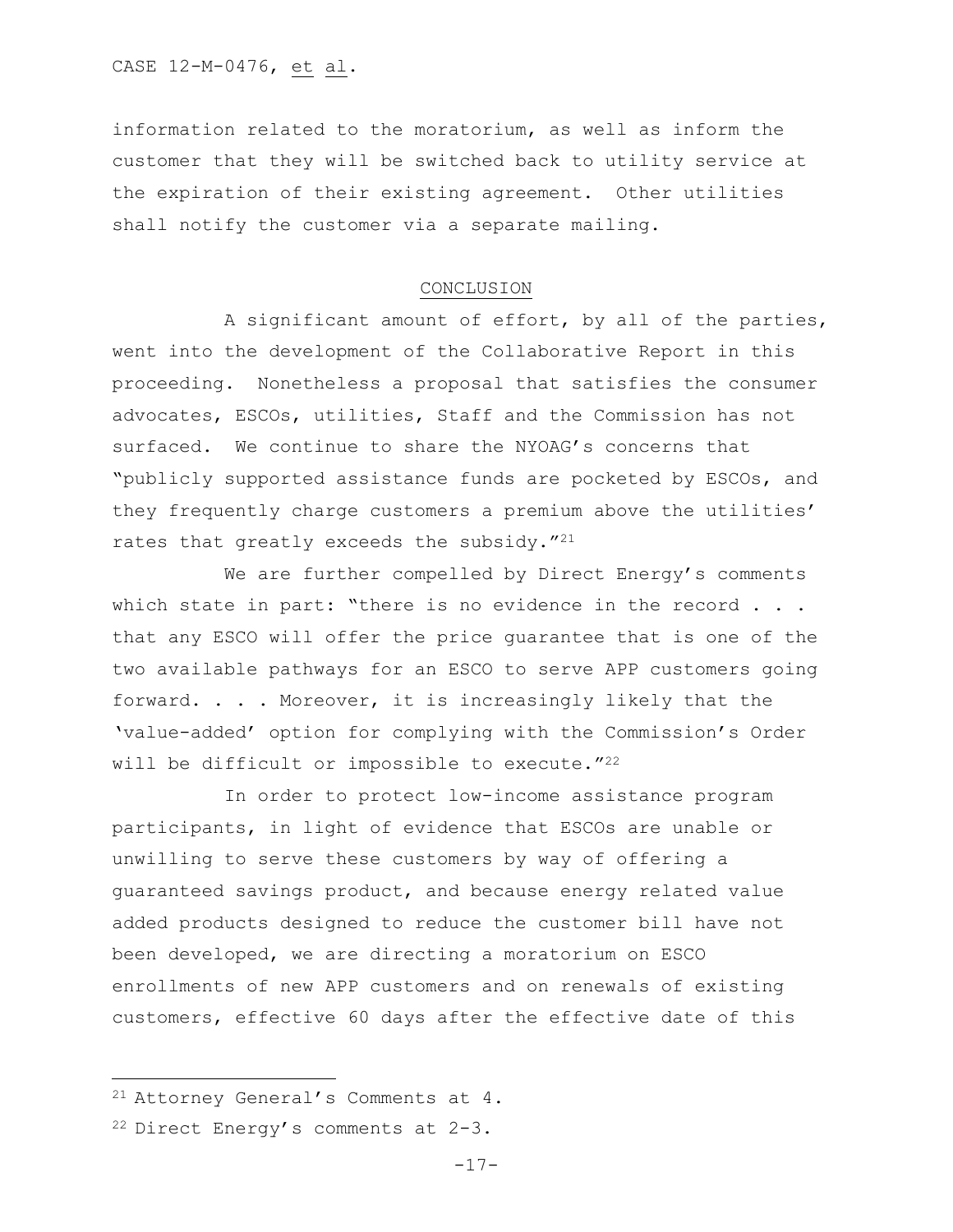information related to the moratorium, as well as inform the customer that they will be switched back to utility service at the expiration of their existing agreement. Other utilities shall notify the customer via a separate mailing.

## CONCLUSION

A significant amount of effort, by all of the parties, went into the development of the Collaborative Report in this proceeding. Nonetheless a proposal that satisfies the consumer advocates, ESCOs, utilities, Staff and the Commission has not surfaced. We continue to share the NYOAG's concerns that "publicly supported assistance funds are pocketed by ESCOs, and they frequently charge customers a premium above the utilities' rates that greatly exceeds the subsidy."[21]

We are further compelled by Direct Energy's comments which state in part: "there is no evidence in the record . . . that any ESCO will offer the price guarantee that is one of the two available pathways for an ESCO to serve APP customers going forward. . . . Moreover, it is increasingly likely that the 'value-added' option for complying with the Commission's Order will be difficult or impossible to execute."[22]

In order to protect low-income assistance program participants, in light of evidence that ESCOs are unable or unwilling to serve these customers by way of offering a guaranteed savings product, and because energy related value added products designed to reduce the customer bill have not been developed, we are directing a moratorium on ESCO enrollments of new APP customers and on renewals of existing customers, effective 60 days after the effective date of this

---

[21] Attorney General's Comments at 4.

[22] Direct Energy's comments at 2-3.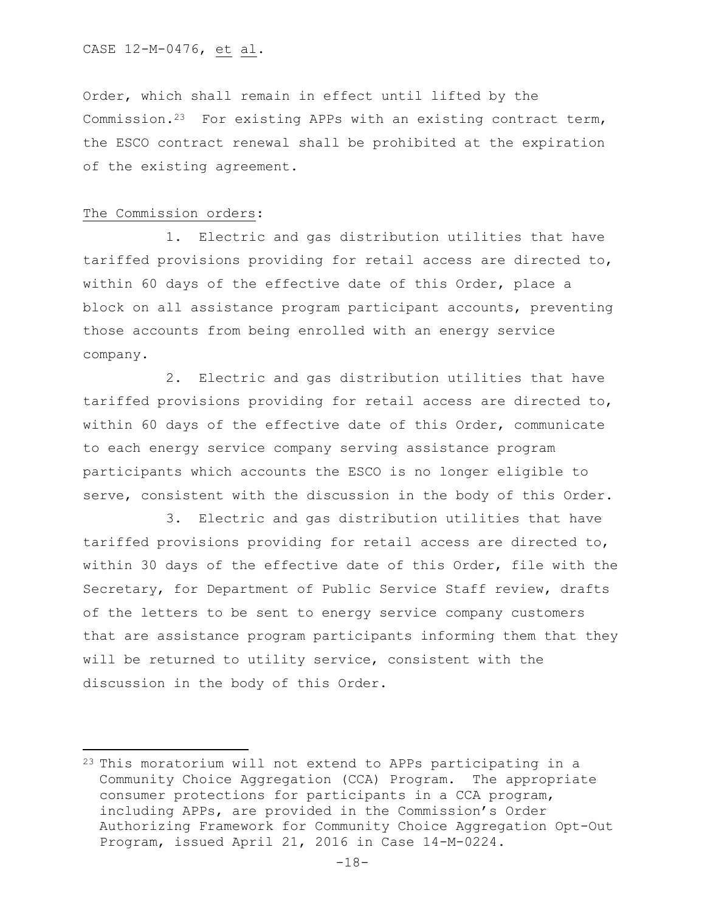Order, which shall remain in effect until lifted by the Commission.[23] For existing APPs with an existing contract term, the ESCO contract renewal shall be prohibited at the expiration of the existing agreement.

The Commission orders:

1. Electric and gas distribution utilities that have tariffed provisions providing for retail access are directed to, within 60 days of the effective date of this Order, place a block on all assistance program participant accounts, preventing those accounts from being enrolled with an energy service company.

2. Electric and gas distribution utilities that have tariffed provisions providing for retail access are directed to, within 60 days of the effective date of this Order, communicate to each energy service company serving assistance program participants which accounts the ESCO is no longer eligible to serve, consistent with the discussion in the body of this Order.

3. Electric and gas distribution utilities that have tariffed provisions providing for retail access are directed to, within 30 days of the effective date of this Order, file with the Secretary, for Department of Public Service Staff review, drafts of the letters to be sent to energy service company customers that are assistance program participants informing them that they will be returned to utility service, consistent with the discussion in the body of this Order.

---

[23] This moratorium will not extend to APPs participating in a Community Choice Aggregation (CCA) Program. The appropriate consumer protections for participants in a CCA program, including APPs, are provided in the Commission's Order Authorizing Framework for Community Choice Aggregation Opt-Out Program, issued April 21, 2016 in Case 14-M-0224.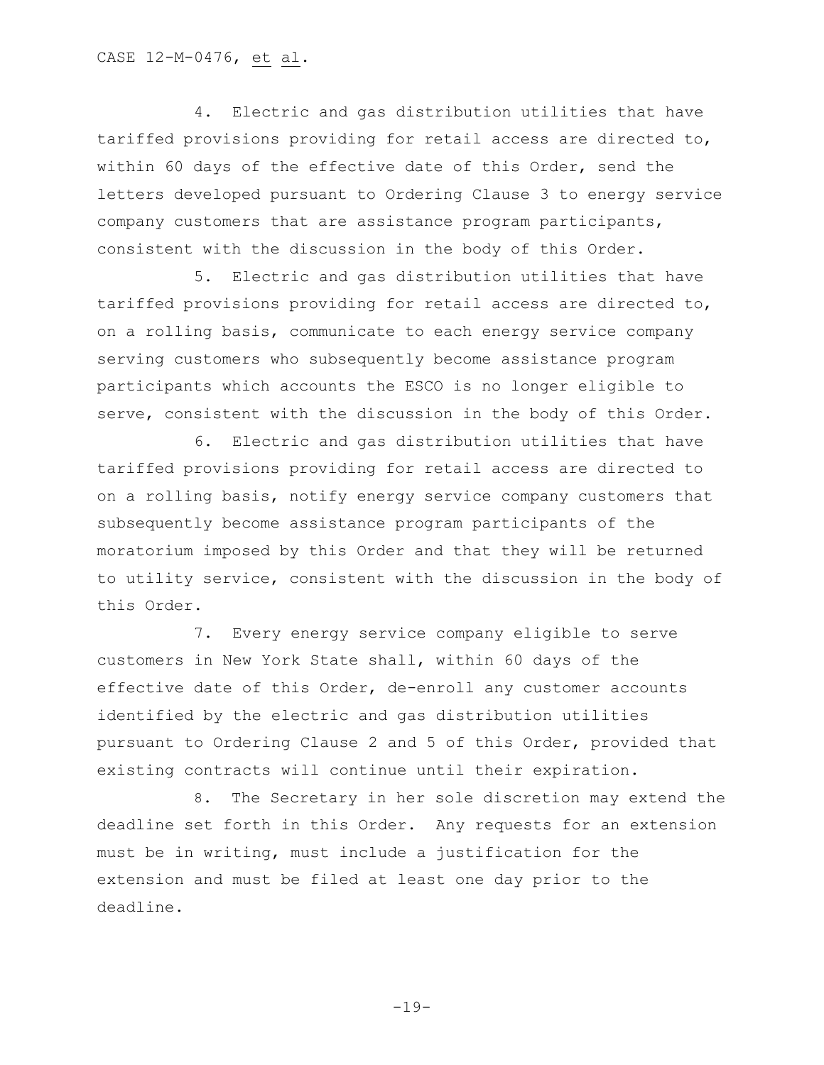4. Electric and gas distribution utilities that have tariffed provisions providing for retail access are directed to, within 60 days of the effective date of this Order, send the letters developed pursuant to Ordering Clause 3 to energy service company customers that are assistance program participants, consistent with the discussion in the body of this Order.

5. Electric and gas distribution utilities that have tariffed provisions providing for retail access are directed to, on a rolling basis, communicate to each energy service company serving customers who subsequently become assistance program participants which accounts the ESCO is no longer eligible to serve, consistent with the discussion in the body of this Order.

6. Electric and gas distribution utilities that have tariffed provisions providing for retail access are directed to on a rolling basis, notify energy service company customers that subsequently become assistance program participants of the moratorium imposed by this Order and that they will be returned to utility service, consistent with the discussion in the body of this Order.

7. Every energy service company eligible to serve customers in New York State shall, within 60 days of the effective date of this Order, de-enroll any customer accounts identified by the electric and gas distribution utilities pursuant to Ordering Clause 2 and 5 of this Order, provided that existing contracts will continue until their expiration.

8. The Secretary in her sole discretion may extend the deadline set forth in this Order. Any requests for an extension must be in writing, must include a justification for the extension and must be filed at least one day prior to the deadline.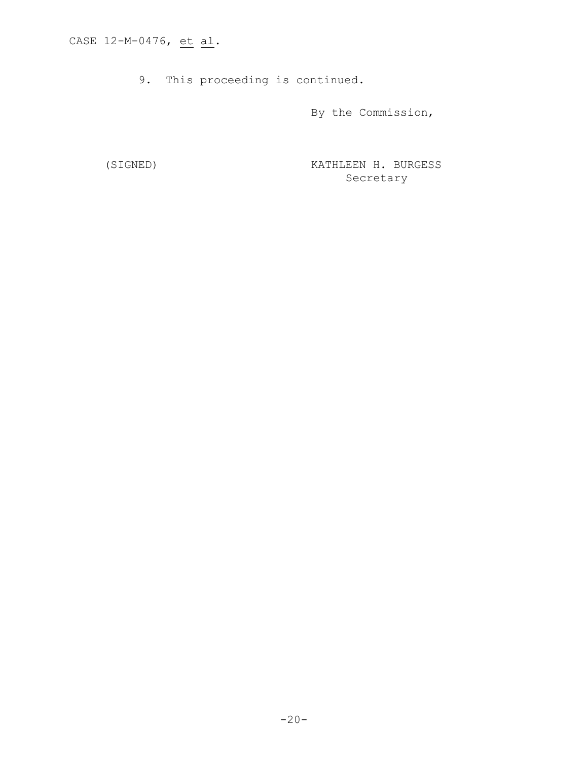9. This proceeding is continued.

By the Commission,

(SIGNED) KATHLEEN H. BURGESS
Secretary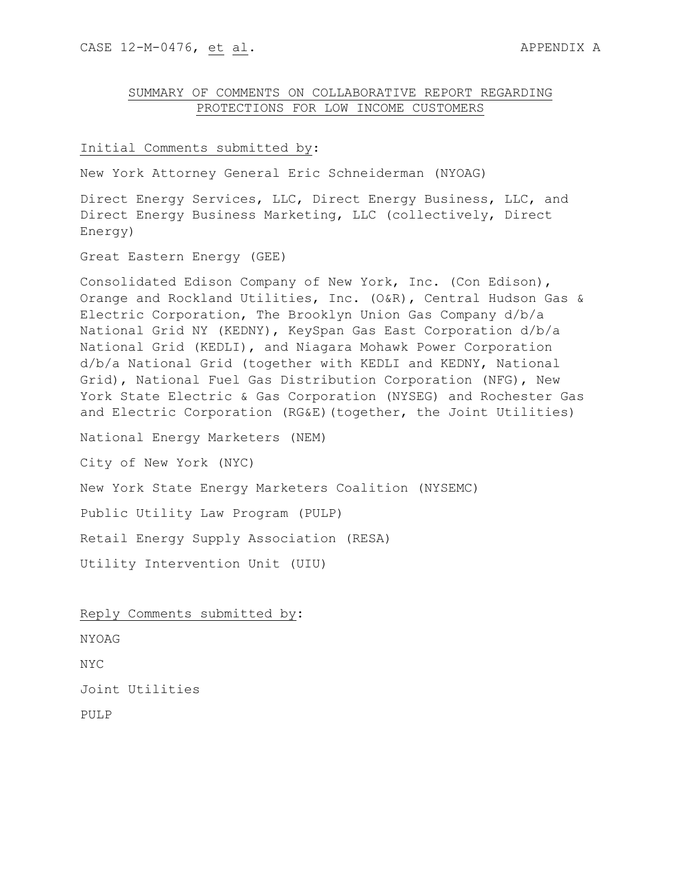## SUMMARY OF COMMENTS ON COLLABORATIVE REPORT REGARDING PROTECTIONS FOR LOW INCOME CUSTOMERS

Initial Comments submitted by:

New York Attorney General Eric Schneiderman (NYOAG)

Direct Energy Services, LLC, Direct Energy Business, LLC, and Direct Energy Business Marketing, LLC (collectively, Direct Energy)

Great Eastern Energy (GEE)

Consolidated Edison Company of New York, Inc. (Con Edison), Orange and Rockland Utilities, Inc. (O&R), Central Hudson Gas & Electric Corporation, The Brooklyn Union Gas Company d/b/a National Grid NY (KEDNY), KeySpan Gas East Corporation d/b/a National Grid (KEDLI), and Niagara Mohawk Power Corporation d/b/a National Grid (together with KEDLI and KEDNY, National Grid), National Fuel Gas Distribution Corporation (NFG), New York State Electric & Gas Corporation (NYSEG) and Rochester Gas and Electric Corporation (RG&E)(together, the Joint Utilities)

National Energy Marketers (NEM)

City of New York (NYC)

New York State Energy Marketers Coalition (NYSEMC)

Public Utility Law Program (PULP)

Retail Energy Supply Association (RESA)

Utility Intervention Unit (UIU)

Reply Comments submitted by:

NYOAG

NYC

Joint Utilities

PULP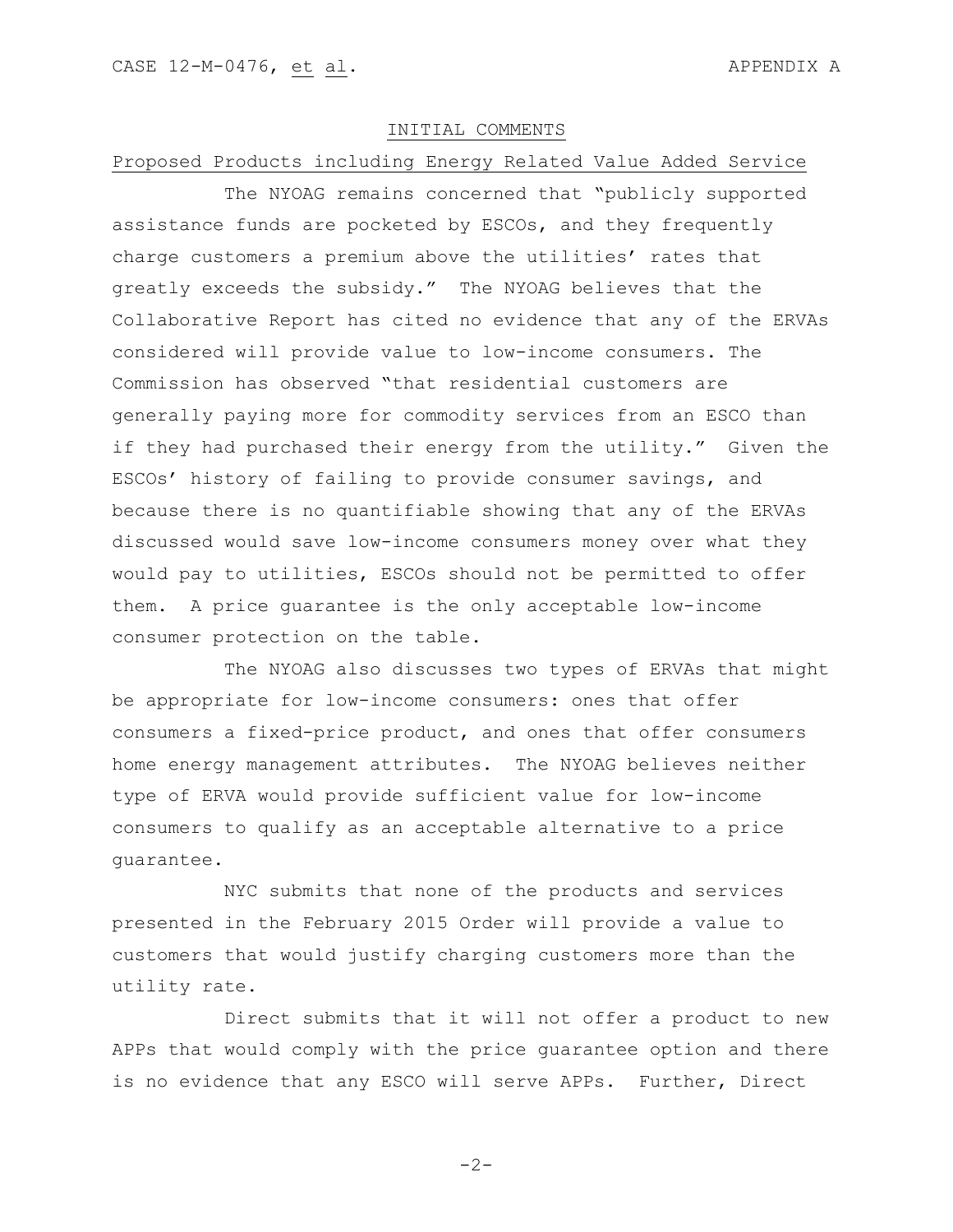## INITIAL COMMENTS

### Proposed Products including Energy Related Value Added Service

The NYOAG remains concerned that "publicly supported assistance funds are pocketed by ESCOs, and they frequently charge customers a premium above the utilities' rates that greatly exceeds the subsidy." The NYOAG believes that the Collaborative Report has cited no evidence that any of the ERVAs considered will provide value to low-income consumers. The Commission has observed "that residential customers are generally paying more for commodity services from an ESCO than if they had purchased their energy from the utility." Given the ESCOs' history of failing to provide consumer savings, and because there is no quantifiable showing that any of the ERVAs discussed would save low-income consumers money over what they would pay to utilities, ESCOs should not be permitted to offer them. A price guarantee is the only acceptable low-income consumer protection on the table.

The NYOAG also discusses two types of ERVAs that might be appropriate for low-income consumers: ones that offer consumers a fixed-price product, and ones that offer consumers home energy management attributes. The NYOAG believes neither type of ERVA would provide sufficient value for low-income consumers to qualify as an acceptable alternative to a price guarantee.

NYC submits that none of the products and services presented in the February 2015 Order will provide a value to customers that would justify charging customers more than the utility rate.

Direct submits that it will not offer a product to new APPs that would comply with the price guarantee option and there is no evidence that any ESCO will serve APPs. Further, Direct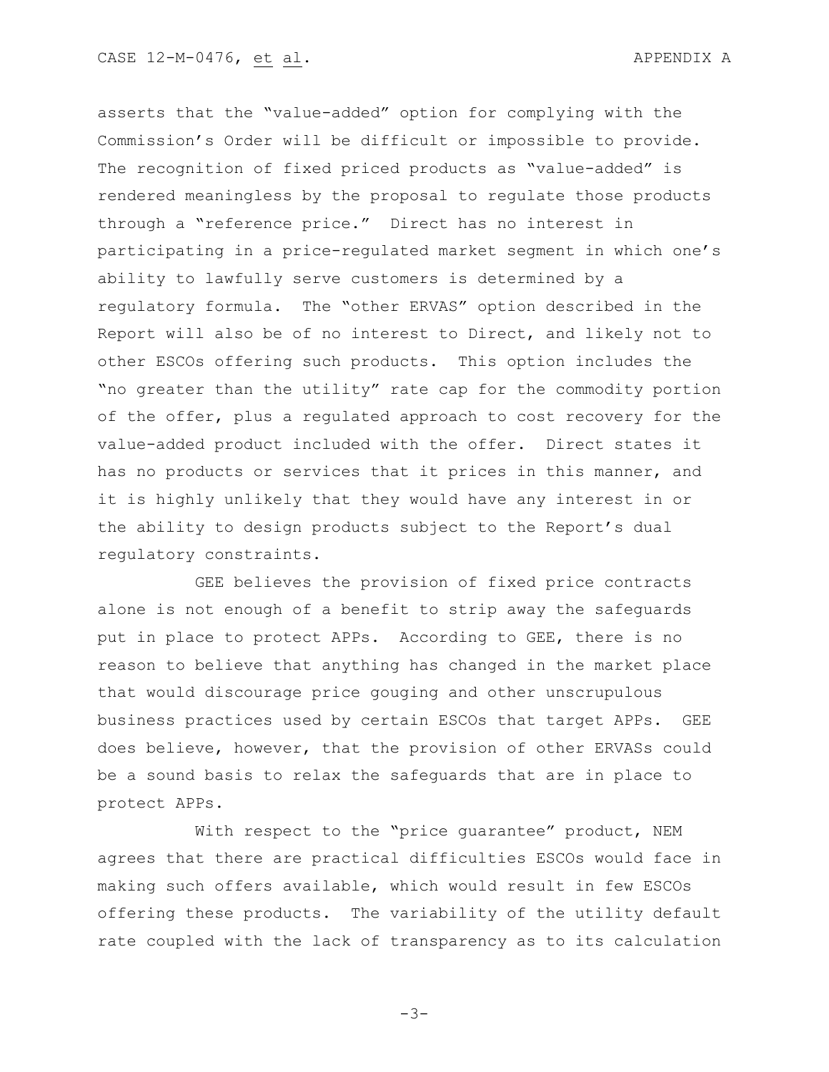asserts that the "value-added" option for complying with the Commission's Order will be difficult or impossible to provide. The recognition of fixed priced products as "value-added" is rendered meaningless by the proposal to regulate those products through a "reference price." Direct has no interest in participating in a price-regulated market segment in which one's ability to lawfully serve customers is determined by a regulatory formula. The "other ERVAS" option described in the Report will also be of no interest to Direct, and likely not to other ESCOs offering such products. This option includes the "no greater than the utility" rate cap for the commodity portion of the offer, plus a regulated approach to cost recovery for the value-added product included with the offer. Direct states it has no products or services that it prices in this manner, and it is highly unlikely that they would have any interest in or the ability to design products subject to the Report's dual regulatory constraints.

GEE believes the provision of fixed price contracts alone is not enough of a benefit to strip away the safeguards put in place to protect APPs. According to GEE, there is no reason to believe that anything has changed in the market place that would discourage price gouging and other unscrupulous business practices used by certain ESCOs that target APPs. GEE does believe, however, that the provision of other ERVASs could be a sound basis to relax the safeguards that are in place to protect APPs.

With respect to the "price guarantee" product, NEM agrees that there are practical difficulties ESCOs would face in making such offers available, which would result in few ESCOs offering these products. The variability of the utility default rate coupled with the lack of transparency as to its calculation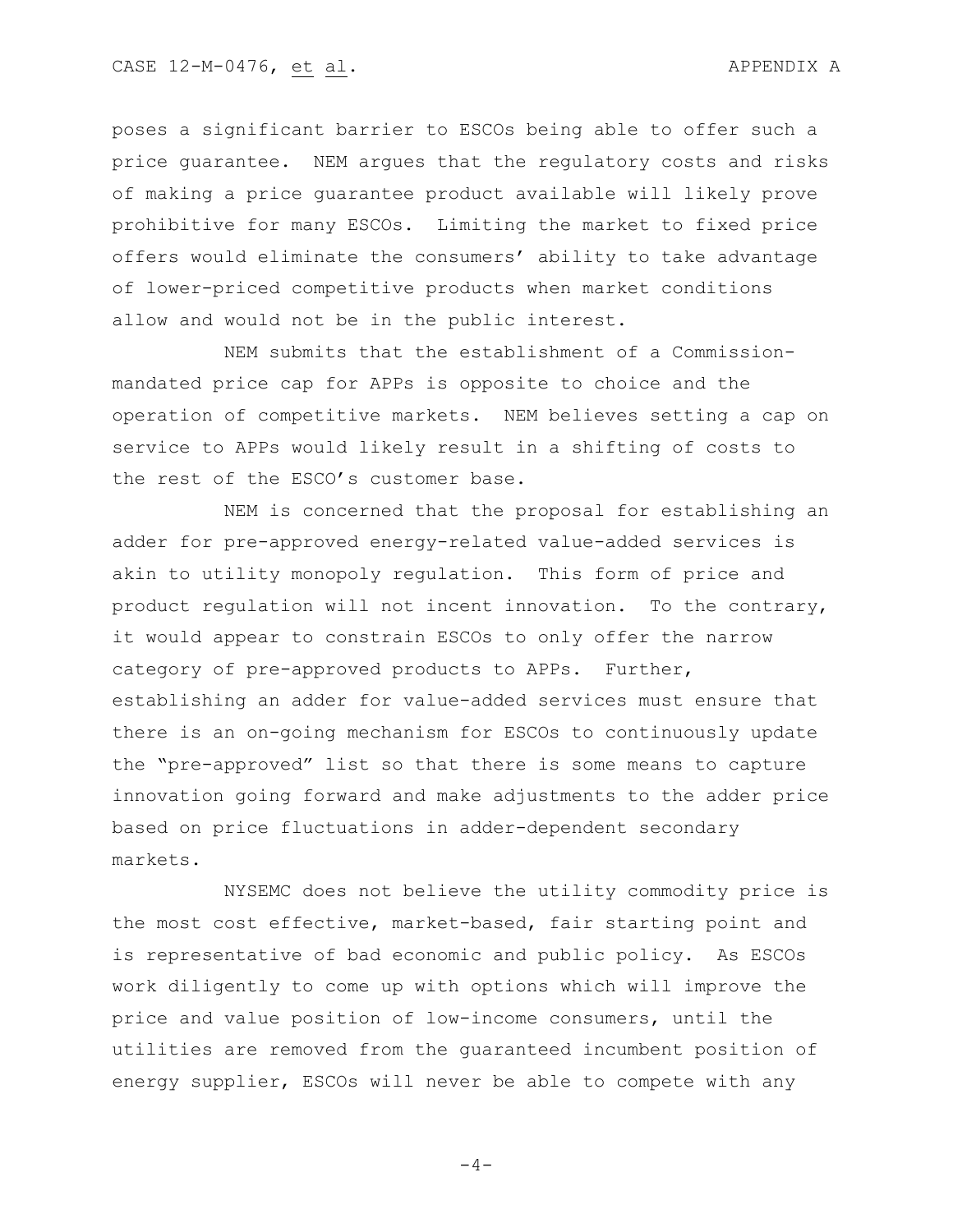poses a significant barrier to ESCOs being able to offer such a price guarantee. NEM argues that the regulatory costs and risks of making a price guarantee product available will likely prove prohibitive for many ESCOs. Limiting the market to fixed price offers would eliminate the consumers' ability to take advantage of lower-priced competitive products when market conditions allow and would not be in the public interest.

NEM submits that the establishment of a Commission-mandated price cap for APPs is opposite to choice and the operation of competitive markets. NEM believes setting a cap on service to APPs would likely result in a shifting of costs to the rest of the ESCO's customer base.

NEM is concerned that the proposal for establishing an adder for pre-approved energy-related value-added services is akin to utility monopoly regulation. This form of price and product regulation will not incent innovation. To the contrary, it would appear to constrain ESCOs to only offer the narrow category of pre-approved products to APPs. Further, establishing an adder for value-added services must ensure that there is an on-going mechanism for ESCOs to continuously update the "pre-approved" list so that there is some means to capture innovation going forward and make adjustments to the adder price based on price fluctuations in adder-dependent secondary markets.

NYSEMC does not believe the utility commodity price is the most cost effective, market-based, fair starting point and is representative of bad economic and public policy. As ESCOs work diligently to come up with options which will improve the price and value position of low-income consumers, until the utilities are removed from the guaranteed incumbent position of energy supplier, ESCOs will never be able to compete with any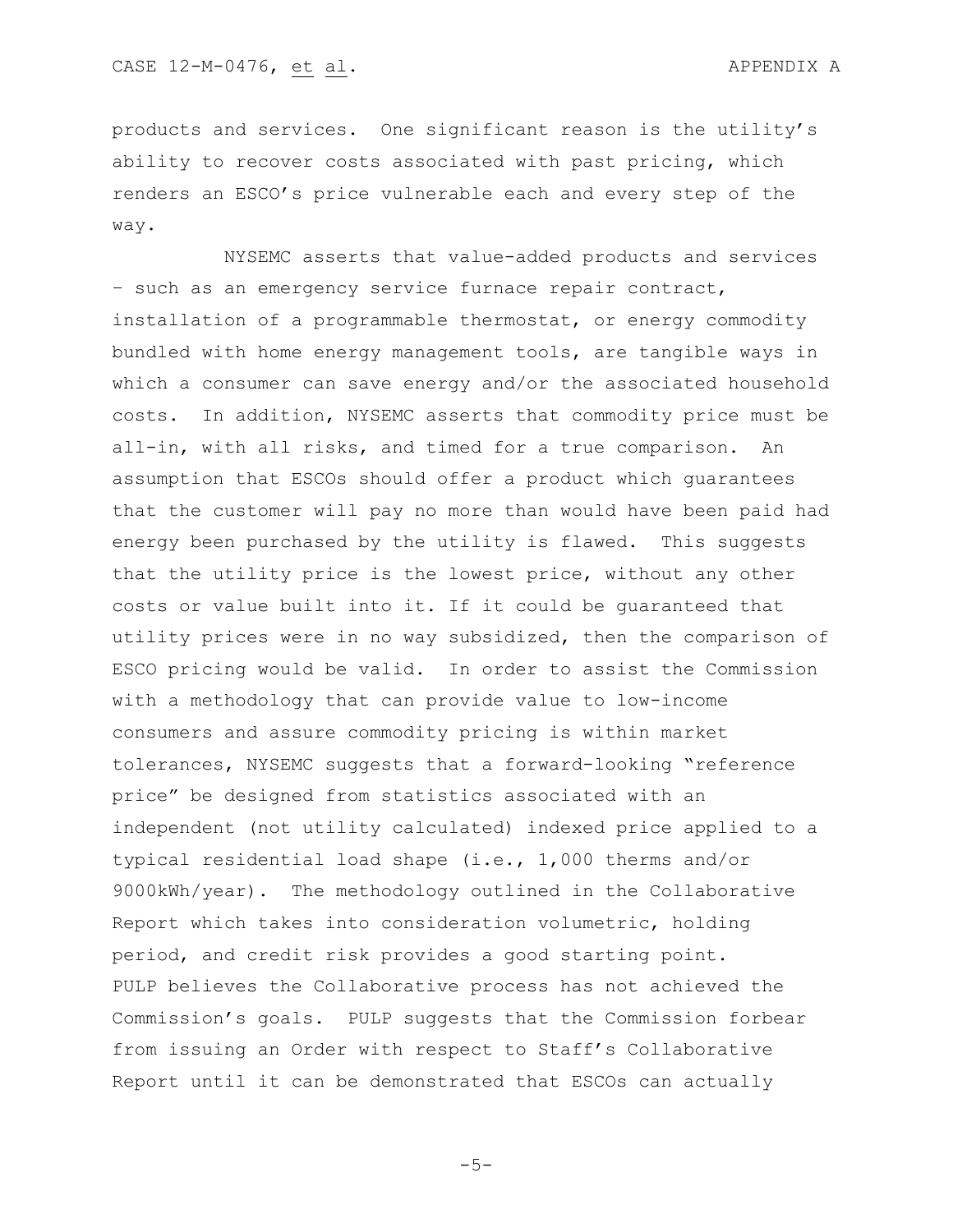products and services. One significant reason is the utility's ability to recover costs associated with past pricing, which renders an ESCO's price vulnerable each and every step of the way.

NYSEMC asserts that value-added products and services – such as an emergency service furnace repair contract, installation of a programmable thermostat, or energy commodity bundled with home energy management tools, are tangible ways in which a consumer can save energy and/or the associated household costs. In addition, NYSEMC asserts that commodity price must be all-in, with all risks, and timed for a true comparison. An assumption that ESCOs should offer a product which guarantees that the customer will pay no more than would have been paid had energy been purchased by the utility is flawed. This suggests that the utility price is the lowest price, without any other costs or value built into it. If it could be guaranteed that utility prices were in no way subsidized, then the comparison of ESCO pricing would be valid. In order to assist the Commission with a methodology that can provide value to low-income consumers and assure commodity pricing is within market tolerances, NYSEMC suggests that a forward-looking "reference price" be designed from statistics associated with an independent (not utility calculated) indexed price applied to a typical residential load shape (i.e., 1,000 therms and/or 9000kWh/year). The methodology outlined in the Collaborative Report which takes into consideration volumetric, holding period, and credit risk provides a good starting point.

PULP believes the Collaborative process has not achieved the Commission's goals. PULP suggests that the Commission forbear from issuing an Order with respect to Staff's Collaborative Report until it can be demonstrated that ESCOs can actually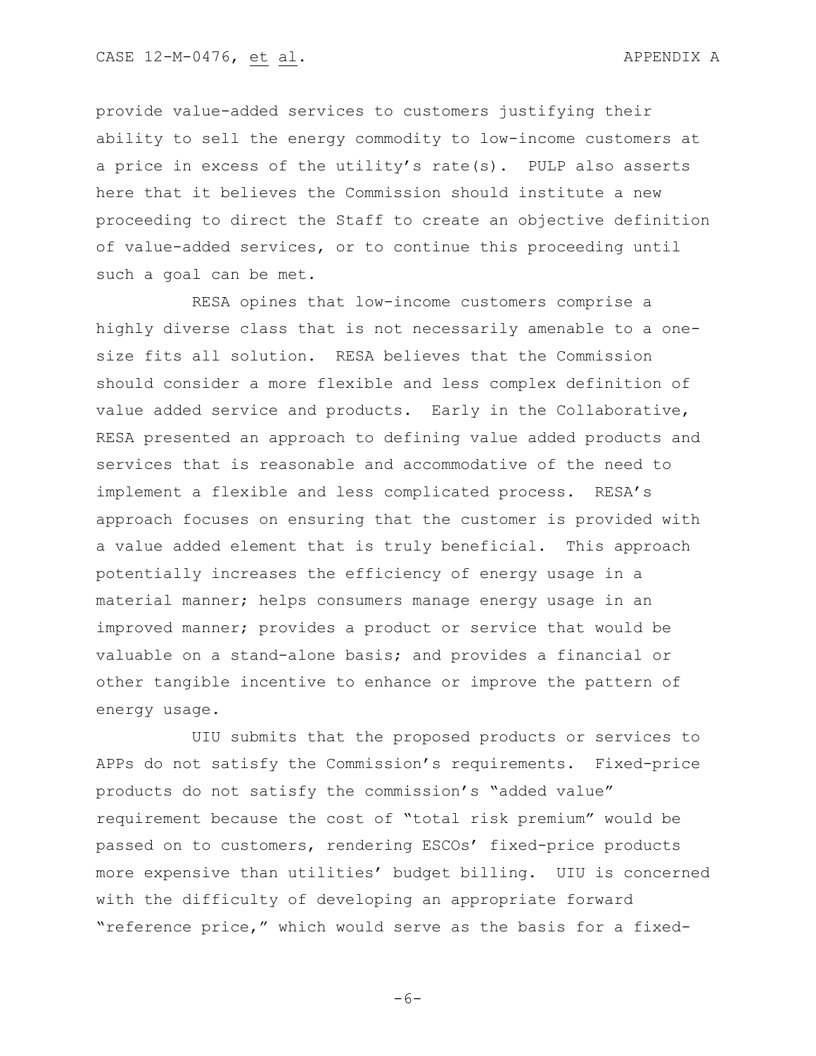provide value-added services to customers justifying their ability to sell the energy commodity to low-income customers at a price in excess of the utility's rate(s). PULP also asserts here that it believes the Commission should institute a new proceeding to direct the Staff to create an objective definition of value-added services, or to continue this proceeding until such a goal can be met.

RESA opines that low-income customers comprise a highly diverse class that is not necessarily amenable to a one-size fits all solution. RESA believes that the Commission should consider a more flexible and less complex definition of value added service and products. Early in the Collaborative, RESA presented an approach to defining value added products and services that is reasonable and accommodative of the need to implement a flexible and less complicated process. RESA's approach focuses on ensuring that the customer is provided with a value added element that is truly beneficial. This approach potentially increases the efficiency of energy usage in a material manner; helps consumers manage energy usage in an improved manner; provides a product or service that would be valuable on a stand-alone basis; and provides a financial or other tangible incentive to enhance or improve the pattern of energy usage.

UIU submits that the proposed products or services to APPs do not satisfy the Commission's requirements. Fixed-price products do not satisfy the commission's "added value" requirement because the cost of "total risk premium" would be passed on to customers, rendering ESCOs' fixed-price products more expensive than utilities' budget billing. UIU is concerned with the difficulty of developing an appropriate forward "reference price," which would serve as the basis for a fixed-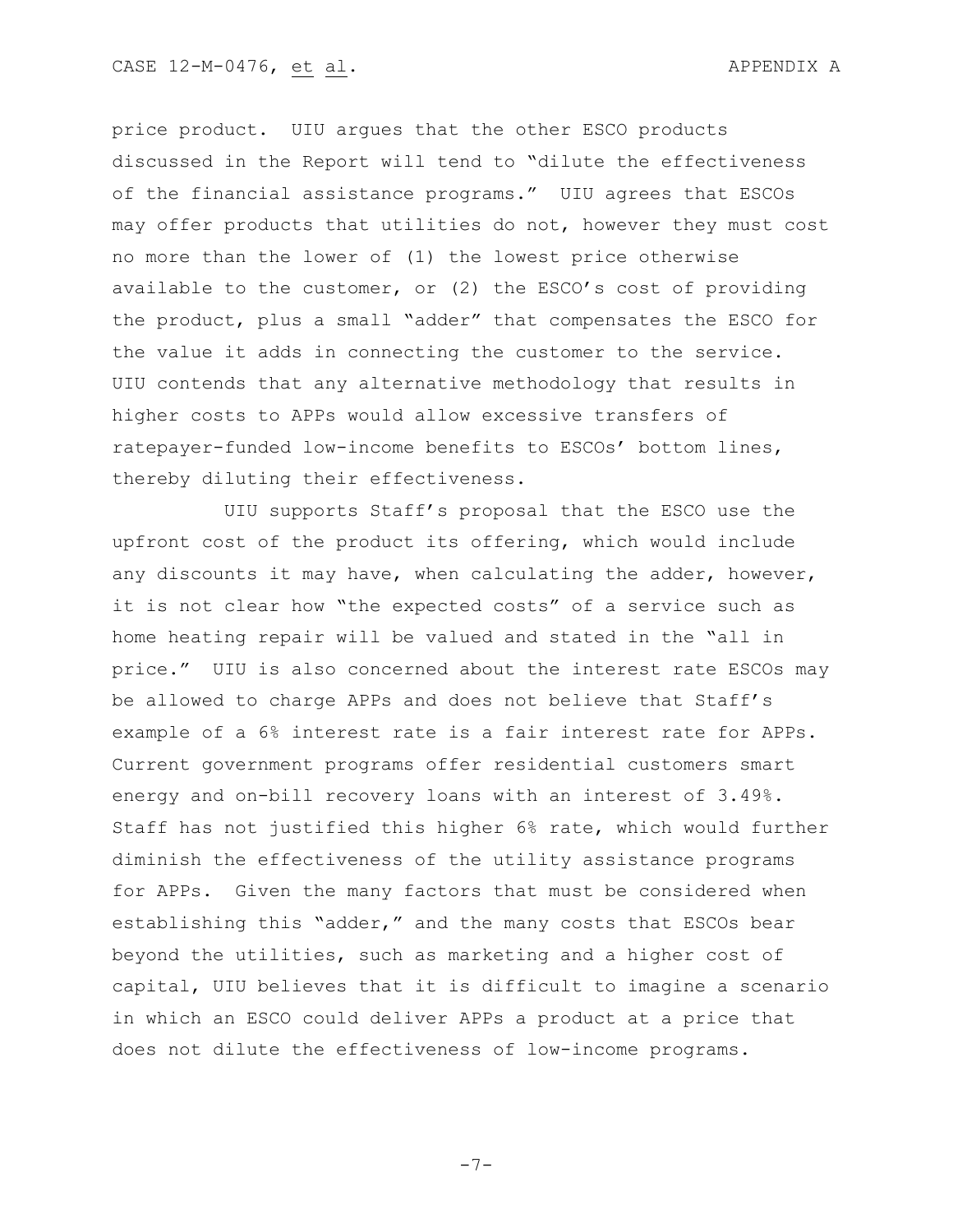price product. UIU argues that the other ESCO products discussed in the Report will tend to "dilute the effectiveness of the financial assistance programs." UIU agrees that ESCOs may offer products that utilities do not, however they must cost no more than the lower of (1) the lowest price otherwise available to the customer, or (2) the ESCO's cost of providing the product, plus a small "adder" that compensates the ESCO for the value it adds in connecting the customer to the service. UIU contends that any alternative methodology that results in higher costs to APPs would allow excessive transfers of ratepayer-funded low-income benefits to ESCOs' bottom lines, thereby diluting their effectiveness.

UIU supports Staff's proposal that the ESCO use the upfront cost of the product its offering, which would include any discounts it may have, when calculating the adder, however, it is not clear how "the expected costs" of a service such as home heating repair will be valued and stated in the "all in price." UIU is also concerned about the interest rate ESCOs may be allowed to charge APPs and does not believe that Staff's example of a 6% interest rate is a fair interest rate for APPs. Current government programs offer residential customers smart energy and on-bill recovery loans with an interest of 3.49%. Staff has not justified this higher 6% rate, which would further diminish the effectiveness of the utility assistance programs for APPs. Given the many factors that must be considered when establishing this "adder," and the many costs that ESCOs bear beyond the utilities, such as marketing and a higher cost of capital, UIU believes that it is difficult to imagine a scenario in which an ESCO could deliver APPs a product at a price that does not dilute the effectiveness of low-income programs.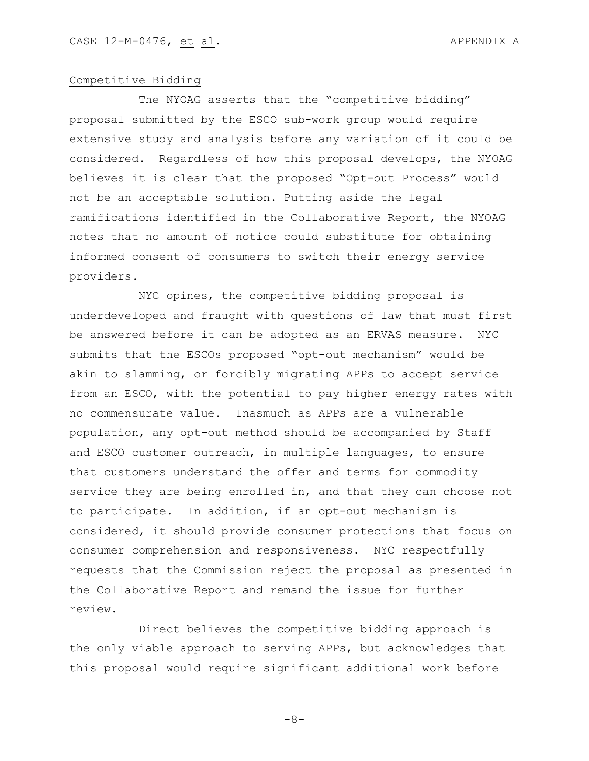## Competitive Bidding

The NYOAG asserts that the "competitive bidding" proposal submitted by the ESCO sub-work group would require extensive study and analysis before any variation of it could be considered. Regardless of how this proposal develops, the NYOAG believes it is clear that the proposed "Opt-out Process" would not be an acceptable solution. Putting aside the legal ramifications identified in the Collaborative Report, the NYOAG notes that no amount of notice could substitute for obtaining informed consent of consumers to switch their energy service providers.

NYC opines, the competitive bidding proposal is underdeveloped and fraught with questions of law that must first be answered before it can be adopted as an ERVAS measure. NYC submits that the ESCOs proposed "opt-out mechanism" would be akin to slamming, or forcibly migrating APPs to accept service from an ESCO, with the potential to pay higher energy rates with no commensurate value. Inasmuch as APPs are a vulnerable population, any opt-out method should be accompanied by Staff and ESCO customer outreach, in multiple languages, to ensure that customers understand the offer and terms for commodity service they are being enrolled in, and that they can choose not to participate. In addition, if an opt-out mechanism is considered, it should provide consumer protections that focus on consumer comprehension and responsiveness. NYC respectfully requests that the Commission reject the proposal as presented in the Collaborative Report and remand the issue for further review.

Direct believes the competitive bidding approach is the only viable approach to serving APPs, but acknowledges that this proposal would require significant additional work before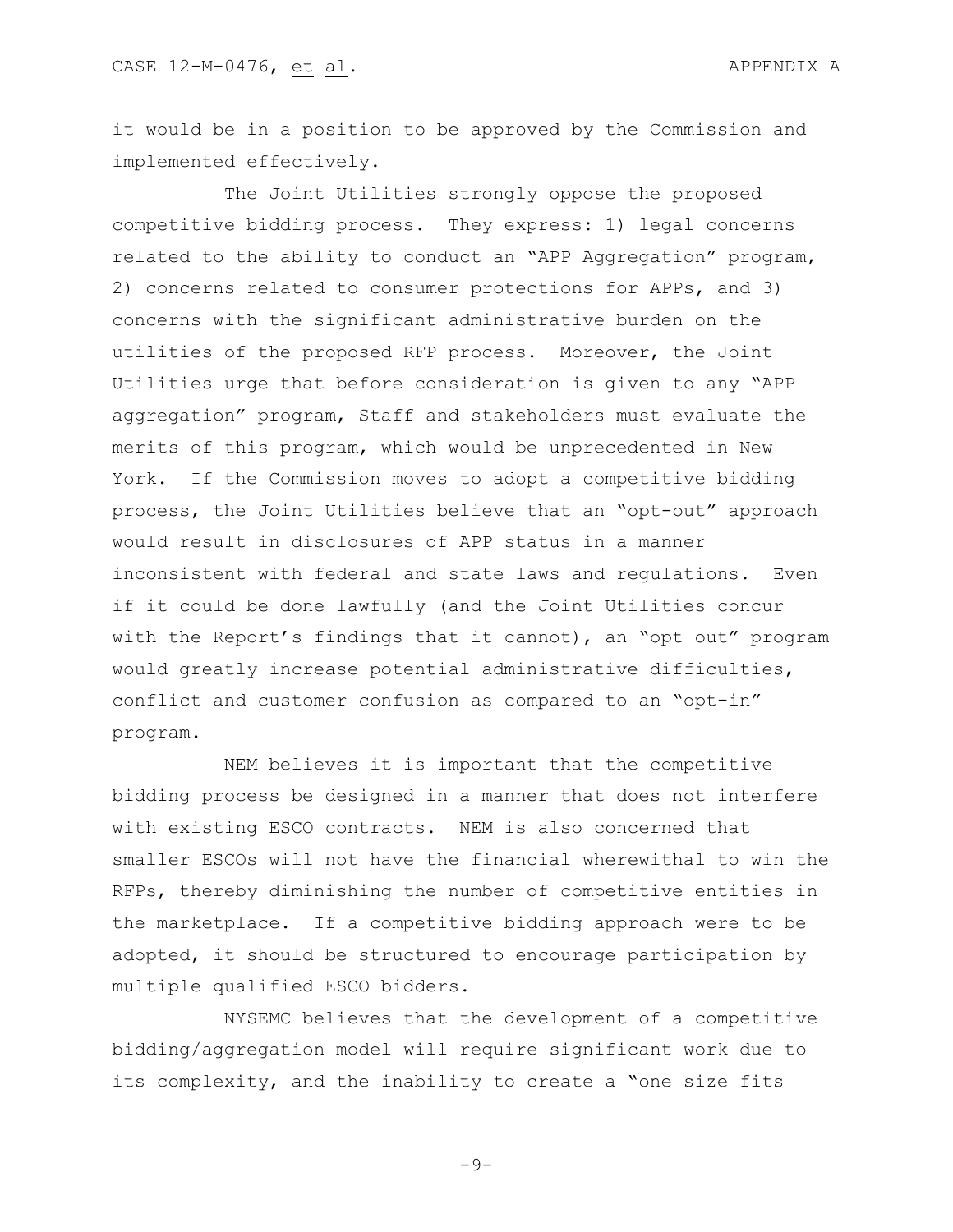it would be in a position to be approved by the Commission and implemented effectively.

The Joint Utilities strongly oppose the proposed competitive bidding process. They express: 1) legal concerns related to the ability to conduct an "APP Aggregation" program, 2) concerns related to consumer protections for APPs, and 3) concerns with the significant administrative burden on the utilities of the proposed RFP process. Moreover, the Joint Utilities urge that before consideration is given to any "APP aggregation" program, Staff and stakeholders must evaluate the merits of this program, which would be unprecedented in New York. If the Commission moves to adopt a competitive bidding process, the Joint Utilities believe that an "opt-out" approach would result in disclosures of APP status in a manner inconsistent with federal and state laws and regulations. Even if it could be done lawfully (and the Joint Utilities concur with the Report's findings that it cannot), an "opt out" program would greatly increase potential administrative difficulties, conflict and customer confusion as compared to an "opt-in" program.

NEM believes it is important that the competitive bidding process be designed in a manner that does not interfere with existing ESCO contracts. NEM is also concerned that smaller ESCOs will not have the financial wherewithal to win the RFPs, thereby diminishing the number of competitive entities in the marketplace. If a competitive bidding approach were to be adopted, it should be structured to encourage participation by multiple qualified ESCO bidders.

NYSEMC believes that the development of a competitive bidding/aggregation model will require significant work due to its complexity, and the inability to create a "one size fits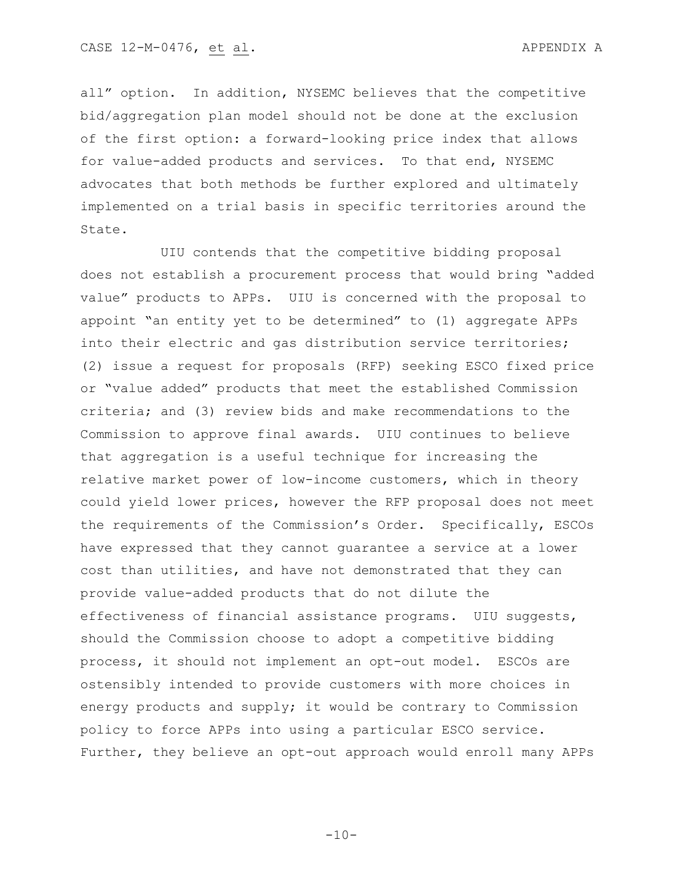all" option. In addition, NYSEMC believes that the competitive bid/aggregation plan model should not be done at the exclusion of the first option: a forward-looking price index that allows for value-added products and services. To that end, NYSEMC advocates that both methods be further explored and ultimately implemented on a trial basis in specific territories around the State.

UIU contends that the competitive bidding proposal does not establish a procurement process that would bring "added value" products to APPs. UIU is concerned with the proposal to appoint "an entity yet to be determined" to (1) aggregate APPs into their electric and gas distribution service territories; (2) issue a request for proposals (RFP) seeking ESCO fixed price or "value added" products that meet the established Commission criteria; and (3) review bids and make recommendations to the Commission to approve final awards. UIU continues to believe that aggregation is a useful technique for increasing the relative market power of low-income customers, which in theory could yield lower prices, however the RFP proposal does not meet the requirements of the Commission's Order. Specifically, ESCOs have expressed that they cannot guarantee a service at a lower cost than utilities, and have not demonstrated that they can provide value-added products that do not dilute the effectiveness of financial assistance programs. UIU suggests, should the Commission choose to adopt a competitive bidding process, it should not implement an opt-out model. ESCOs are ostensibly intended to provide customers with more choices in energy products and supply; it would be contrary to Commission policy to force APPs into using a particular ESCO service. Further, they believe an opt-out approach would enroll many APPs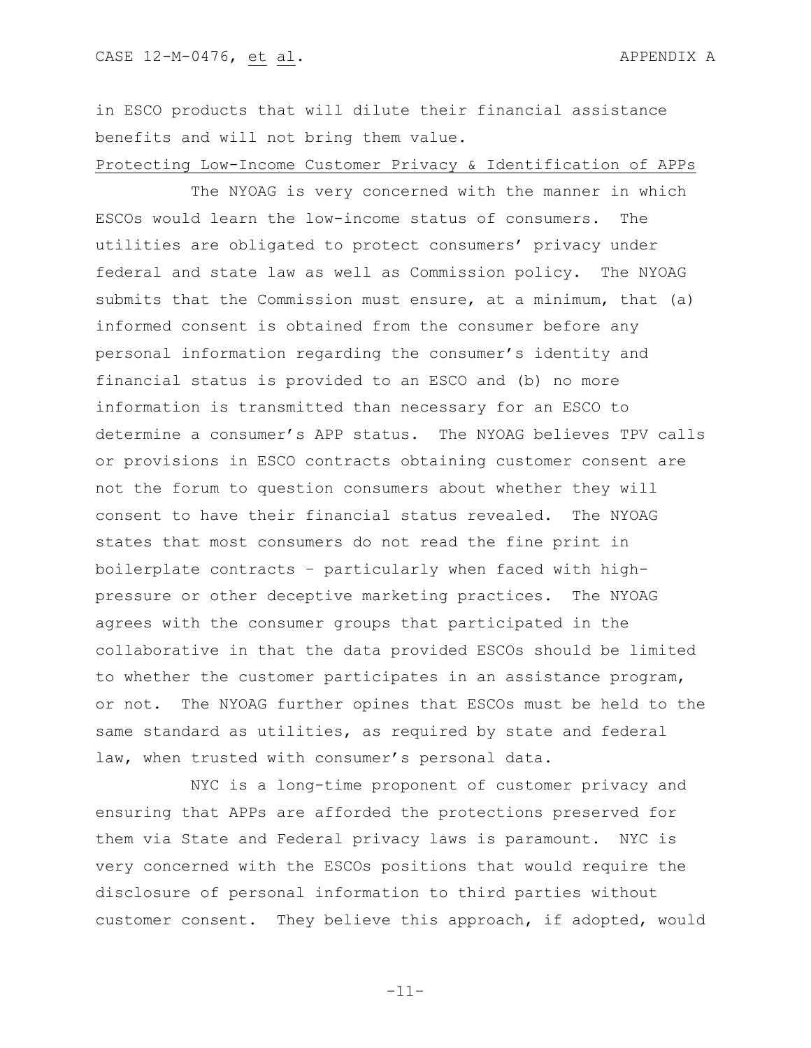in ESCO products that will dilute their financial assistance benefits and will not bring them value.

<u>Protecting Low-Income Customer Privacy & Identification of APPs</u>

The NYOAG is very concerned with the manner in which ESCOs would learn the low-income status of consumers. The utilities are obligated to protect consumers' privacy under federal and state law as well as Commission policy. The NYOAG submits that the Commission must ensure, at a minimum, that (a) informed consent is obtained from the consumer before any personal information regarding the consumer's identity and financial status is provided to an ESCO and (b) no more information is transmitted than necessary for an ESCO to determine a consumer's APP status. The NYOAG believes TPV calls or provisions in ESCO contracts obtaining customer consent are not the forum to question consumers about whether they will consent to have their financial status revealed. The NYOAG states that most consumers do not read the fine print in boilerplate contracts – particularly when faced with high-pressure or other deceptive marketing practices. The NYOAG agrees with the consumer groups that participated in the collaborative in that the data provided ESCOs should be limited to whether the customer participates in an assistance program, or not. The NYOAG further opines that ESCOs must be held to the same standard as utilities, as required by state and federal law, when trusted with consumer's personal data.

NYC is a long-time proponent of customer privacy and ensuring that APPs are afforded the protections preserved for them via State and Federal privacy laws is paramount. NYC is very concerned with the ESCOs positions that would require the disclosure of personal information to third parties without customer consent. They believe this approach, if adopted, would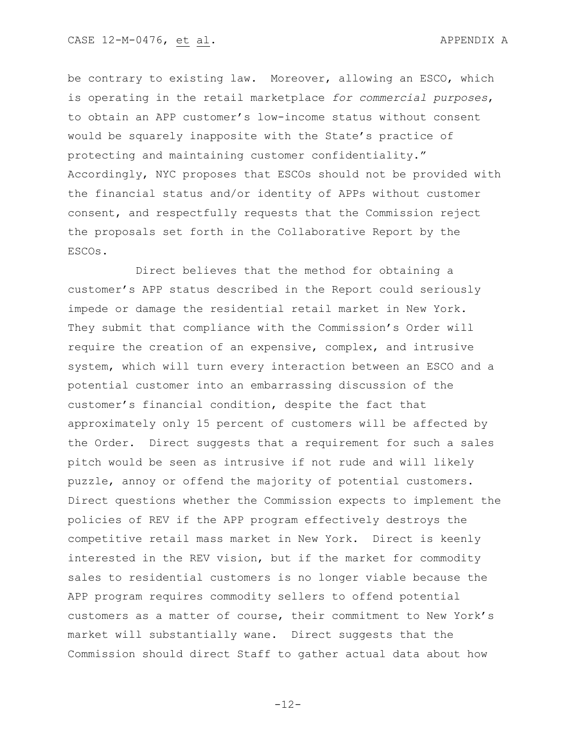be contrary to existing law. Moreover, allowing an ESCO, which is operating in the retail marketplace *for commercial purposes*, to obtain an APP customer's low-income status without consent would be squarely inapposite with the State's practice of protecting and maintaining customer confidentiality." Accordingly, NYC proposes that ESCOs should not be provided with the financial status and/or identity of APPs without customer consent, and respectfully requests that the Commission reject the proposals set forth in the Collaborative Report by the ESCOs.

Direct believes that the method for obtaining a customer's APP status described in the Report could seriously impede or damage the residential retail market in New York. They submit that compliance with the Commission's Order will require the creation of an expensive, complex, and intrusive system, which will turn every interaction between an ESCO and a potential customer into an embarrassing discussion of the customer's financial condition, despite the fact that approximately only 15 percent of customers will be affected by the Order. Direct suggests that a requirement for such a sales pitch would be seen as intrusive if not rude and will likely puzzle, annoy or offend the majority of potential customers. Direct questions whether the Commission expects to implement the policies of REV if the APP program effectively destroys the competitive retail mass market in New York. Direct is keenly interested in the REV vision, but if the market for commodity sales to residential customers is no longer viable because the APP program requires commodity sellers to offend potential customers as a matter of course, their commitment to New York's market will substantially wane. Direct suggests that the Commission should direct Staff to gather actual data about how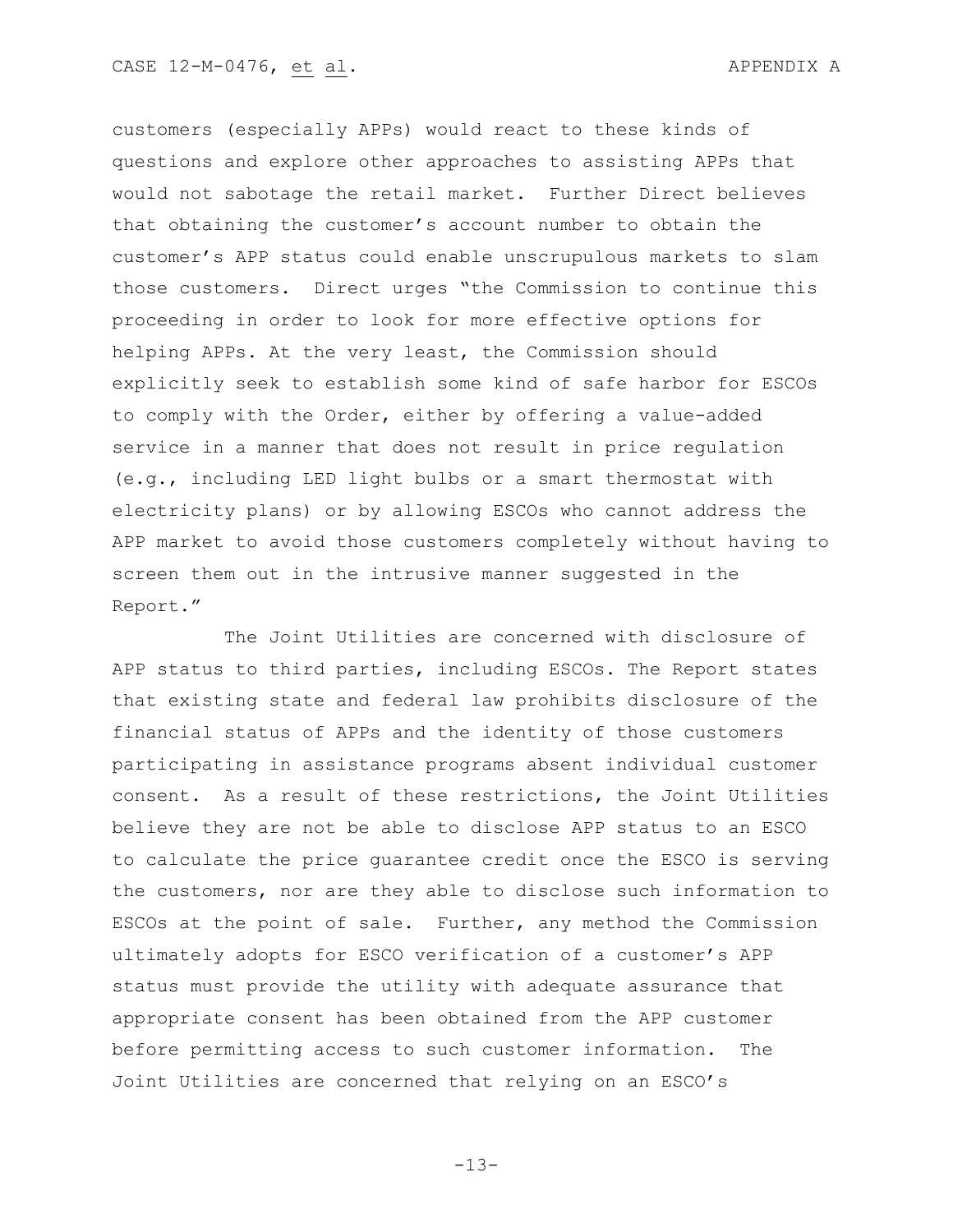customers (especially APPs) would react to these kinds of questions and explore other approaches to assisting APPs that would not sabotage the retail market. Further Direct believes that obtaining the customer's account number to obtain the customer's APP status could enable unscrupulous markets to slam those customers. Direct urges "the Commission to continue this proceeding in order to look for more effective options for helping APPs. At the very least, the Commission should explicitly seek to establish some kind of safe harbor for ESCOs to comply with the Order, either by offering a value-added service in a manner that does not result in price regulation (e.g., including LED light bulbs or a smart thermostat with electricity plans) or by allowing ESCOs who cannot address the APP market to avoid those customers completely without having to screen them out in the intrusive manner suggested in the Report."

The Joint Utilities are concerned with disclosure of APP status to third parties, including ESCOs. The Report states that existing state and federal law prohibits disclosure of the financial status of APPs and the identity of those customers participating in assistance programs absent individual customer consent. As a result of these restrictions, the Joint Utilities believe they are not be able to disclose APP status to an ESCO to calculate the price guarantee credit once the ESCO is serving the customers, nor are they able to disclose such information to ESCOs at the point of sale. Further, any method the Commission ultimately adopts for ESCO verification of a customer's APP status must provide the utility with adequate assurance that appropriate consent has been obtained from the APP customer before permitting access to such customer information. The Joint Utilities are concerned that relying on an ESCO's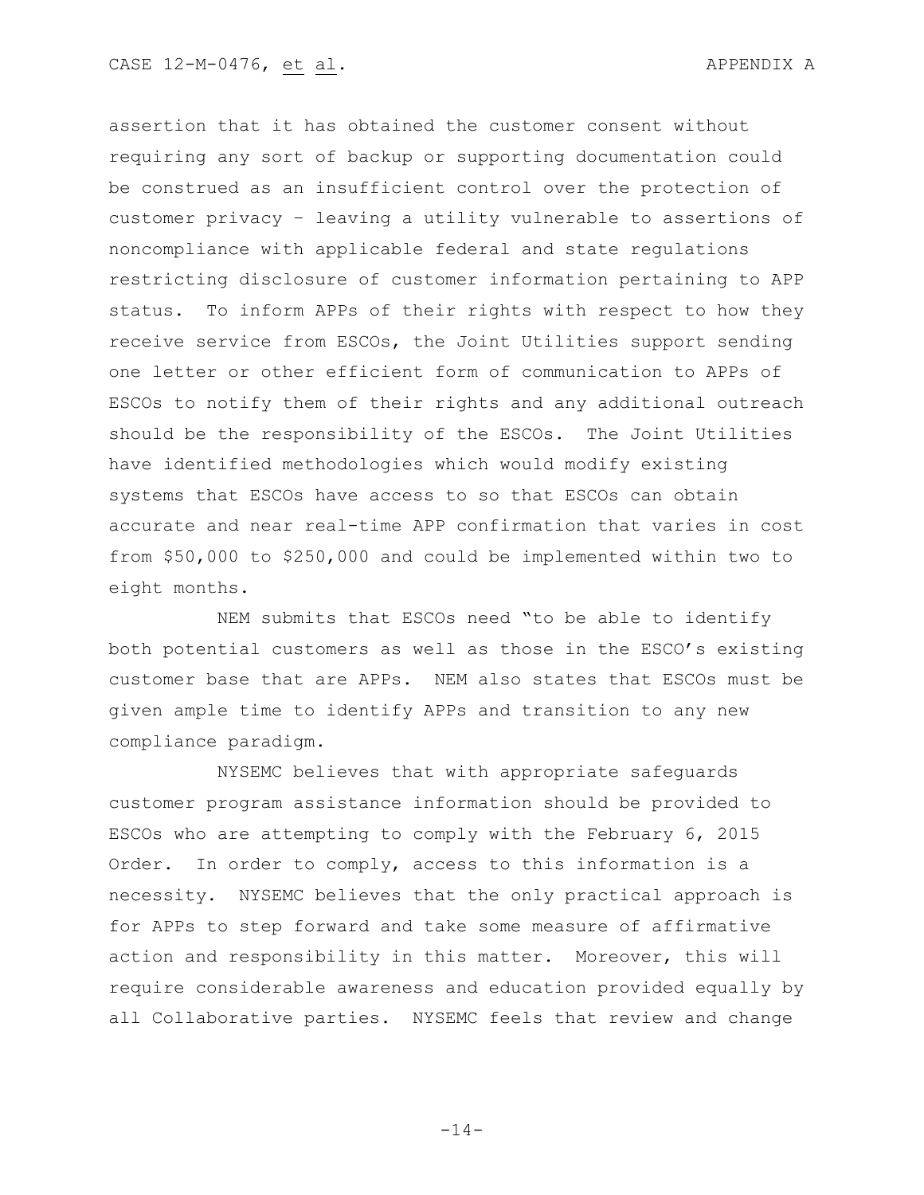assertion that it has obtained the customer consent without requiring any sort of backup or supporting documentation could be construed as an insufficient control over the protection of customer privacy – leaving a utility vulnerable to assertions of noncompliance with applicable federal and state regulations restricting disclosure of customer information pertaining to APP status. To inform APPs of their rights with respect to how they receive service from ESCOs, the Joint Utilities support sending one letter or other efficient form of communication to APPs of ESCOs to notify them of their rights and any additional outreach should be the responsibility of the ESCOs. The Joint Utilities have identified methodologies which would modify existing systems that ESCOs have access to so that ESCOs can obtain accurate and near real-time APP confirmation that varies in cost from $50,000 to $250,000 and could be implemented within two to eight months.

NEM submits that ESCOs need "to be able to identify both potential customers as well as those in the ESCO's existing customer base that are APPs. NEM also states that ESCOs must be given ample time to identify APPs and transition to any new compliance paradigm.

NYSEMC believes that with appropriate safeguards customer program assistance information should be provided to ESCOs who are attempting to comply with the February 6, 2015 Order. In order to comply, access to this information is a necessity. NYSEMC believes that the only practical approach is for APPs to step forward and take some measure of affirmative action and responsibility in this matter. Moreover, this will require considerable awareness and education provided equally by all Collaborative parties. NYSEMC feels that review and change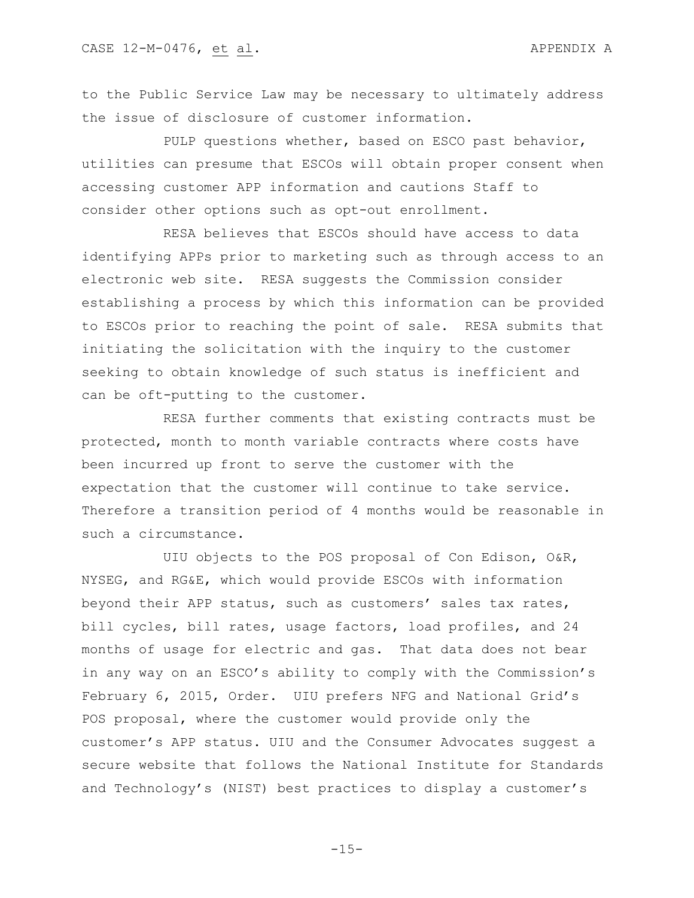to the Public Service Law may be necessary to ultimately address the issue of disclosure of customer information.

PULP questions whether, based on ESCO past behavior, utilities can presume that ESCOs will obtain proper consent when accessing customer APP information and cautions Staff to consider other options such as opt-out enrollment.

RESA believes that ESCOs should have access to data identifying APPs prior to marketing such as through access to an electronic web site. RESA suggests the Commission consider establishing a process by which this information can be provided to ESCOs prior to reaching the point of sale. RESA submits that initiating the solicitation with the inquiry to the customer seeking to obtain knowledge of such status is inefficient and can be oft-putting to the customer.

RESA further comments that existing contracts must be protected, month to month variable contracts where costs have been incurred up front to serve the customer with the expectation that the customer will continue to take service. Therefore a transition period of 4 months would be reasonable in such a circumstance.

UIU objects to the POS proposal of Con Edison, O&R, NYSEG, and RG&E, which would provide ESCOs with information beyond their APP status, such as customers' sales tax rates, bill cycles, bill rates, usage factors, load profiles, and 24 months of usage for electric and gas. That data does not bear in any way on an ESCO's ability to comply with the Commission's February 6, 2015, Order. UIU prefers NFG and National Grid's POS proposal, where the customer would provide only the customer's APP status. UIU and the Consumer Advocates suggest a secure website that follows the National Institute for Standards and Technology's (NIST) best practices to display a customer's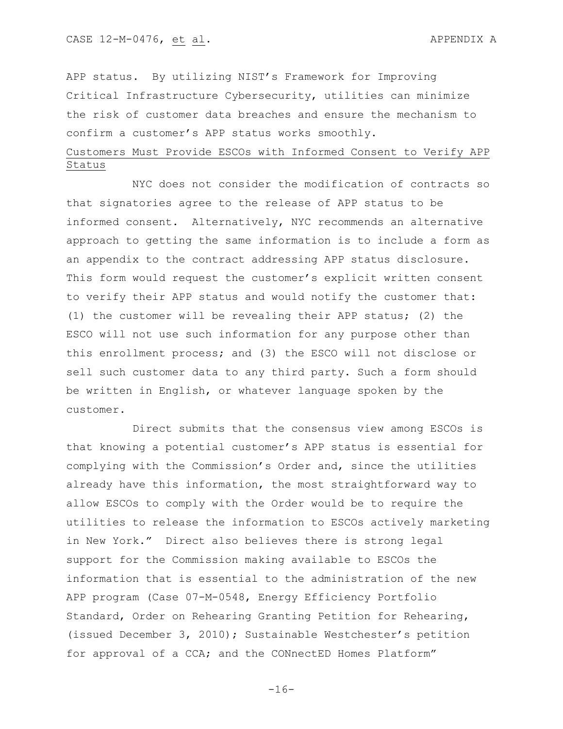APP status. By utilizing NIST's Framework for Improving Critical Infrastructure Cybersecurity, utilities can minimize the risk of customer data breaches and ensure the mechanism to confirm a customer's APP status works smoothly.

<u>Customers Must Provide ESCOs with Informed Consent to Verify APP Status</u>

NYC does not consider the modification of contracts so that signatories agree to the release of APP status to be informed consent. Alternatively, NYC recommends an alternative approach to getting the same information is to include a form as an appendix to the contract addressing APP status disclosure. This form would request the customer's explicit written consent to verify their APP status and would notify the customer that: (1) the customer will be revealing their APP status; (2) the ESCO will not use such information for any purpose other than this enrollment process; and (3) the ESCO will not disclose or sell such customer data to any third party. Such a form should be written in English, or whatever language spoken by the customer.

Direct submits that the consensus view among ESCOs is that knowing a potential customer's APP status is essential for complying with the Commission's Order and, since the utilities already have this information, the most straightforward way to allow ESCOs to comply with the Order would be to require the utilities to release the information to ESCOs actively marketing in New York." Direct also believes there is strong legal support for the Commission making available to ESCOs the information that is essential to the administration of the new APP program (Case 07-M-0548, Energy Efficiency Portfolio Standard, Order on Rehearing Granting Petition for Rehearing, (issued December 3, 2010); Sustainable Westchester's petition for approval of a CCA; and the CONnectED Homes Platform"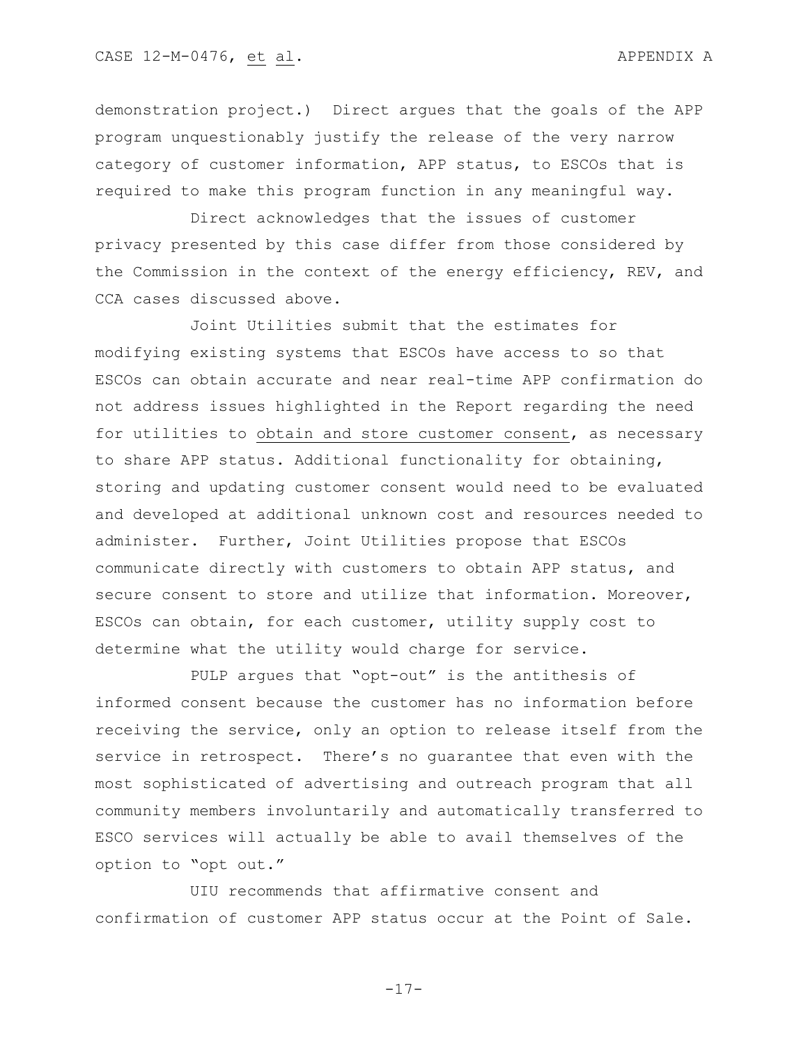demonstration project.) Direct argues that the goals of the APP program unquestionably justify the release of the very narrow category of customer information, APP status, to ESCOs that is required to make this program function in any meaningful way.

Direct acknowledges that the issues of customer privacy presented by this case differ from those considered by the Commission in the context of the energy efficiency, REV, and CCA cases discussed above.

Joint Utilities submit that the estimates for modifying existing systems that ESCOs have access to so that ESCOs can obtain accurate and near real-time APP confirmation do not address issues highlighted in the Report regarding the need for utilities to obtain and store customer consent, as necessary to share APP status. Additional functionality for obtaining, storing and updating customer consent would need to be evaluated and developed at additional unknown cost and resources needed to administer. Further, Joint Utilities propose that ESCOs communicate directly with customers to obtain APP status, and secure consent to store and utilize that information. Moreover, ESCOs can obtain, for each customer, utility supply cost to determine what the utility would charge for service.

PULP argues that "opt-out" is the antithesis of informed consent because the customer has no information before receiving the service, only an option to release itself from the service in retrospect. There's no guarantee that even with the most sophisticated of advertising and outreach program that all community members involuntarily and automatically transferred to ESCO services will actually be able to avail themselves of the option to "opt out."

UIU recommends that affirmative consent and confirmation of customer APP status occur at the Point of Sale.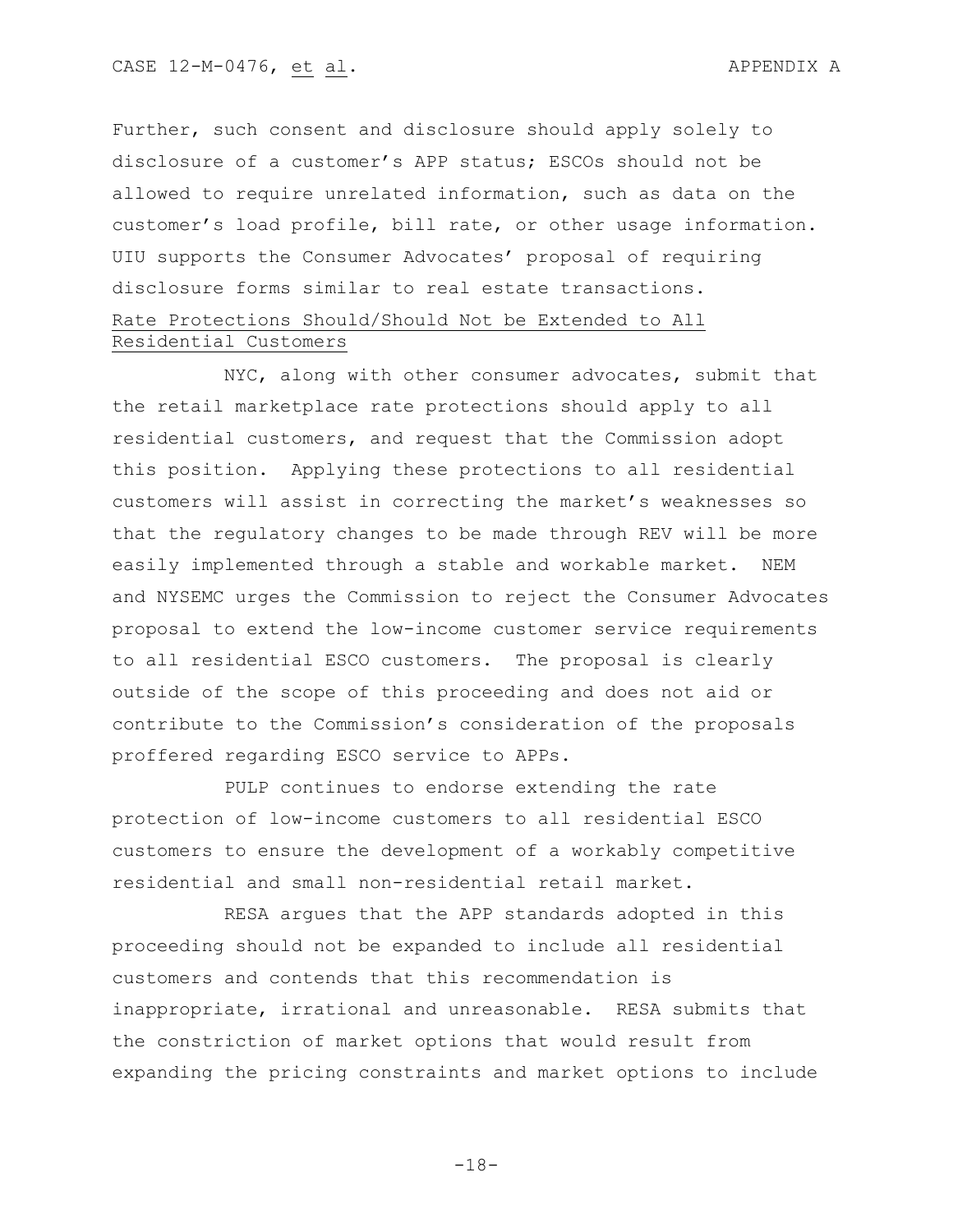Further, such consent and disclosure should apply solely to disclosure of a customer's APP status; ESCOs should not be allowed to require unrelated information, such as data on the customer's load profile, bill rate, or other usage information. UIU supports the Consumer Advocates' proposal of requiring disclosure forms similar to real estate transactions.

Rate Protections Should/Should Not be Extended to All Residential Customers

NYC, along with other consumer advocates, submit that the retail marketplace rate protections should apply to all residential customers, and request that the Commission adopt this position. Applying these protections to all residential customers will assist in correcting the market's weaknesses so that the regulatory changes to be made through REV will be more easily implemented through a stable and workable market. NEM and NYSEMC urges the Commission to reject the Consumer Advocates proposal to extend the low-income customer service requirements to all residential ESCO customers. The proposal is clearly outside of the scope of this proceeding and does not aid or contribute to the Commission's consideration of the proposals proffered regarding ESCO service to APPs.

PULP continues to endorse extending the rate protection of low-income customers to all residential ESCO customers to ensure the development of a workably competitive residential and small non-residential retail market.

RESA argues that the APP standards adopted in this proceeding should not be expanded to include all residential customers and contends that this recommendation is inappropriate, irrational and unreasonable. RESA submits that the constriction of market options that would result from expanding the pricing constraints and market options to include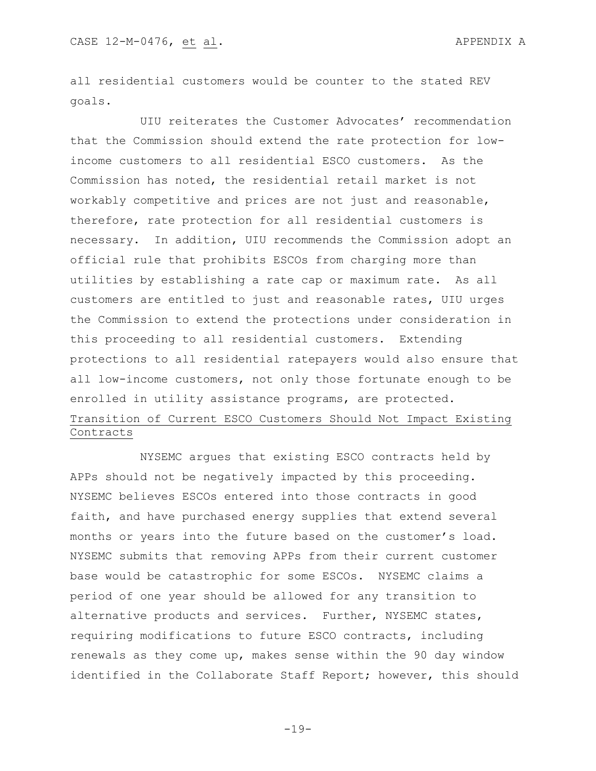all residential customers would be counter to the stated REV goals.

UIU reiterates the Customer Advocates' recommendation that the Commission should extend the rate protection for low-income customers to all residential ESCO customers. As the Commission has noted, the residential retail market is not workably competitive and prices are not just and reasonable, therefore, rate protection for all residential customers is necessary. In addition, UIU recommends the Commission adopt an official rule that prohibits ESCOs from charging more than utilities by establishing a rate cap or maximum rate. As all customers are entitled to just and reasonable rates, UIU urges the Commission to extend the protections under consideration in this proceeding to all residential customers. Extending protections to all residential ratepayers would also ensure that all low-income customers, not only those fortunate enough to be enrolled in utility assistance programs, are protected.

Transition of Current ESCO Customers Should Not Impact Existing Contracts

NYSEMC argues that existing ESCO contracts held by APPs should not be negatively impacted by this proceeding. NYSEMC believes ESCOs entered into those contracts in good faith, and have purchased energy supplies that extend several months or years into the future based on the customer's load. NYSEMC submits that removing APPs from their current customer base would be catastrophic for some ESCOs. NYSEMC claims a period of one year should be allowed for any transition to alternative products and services. Further, NYSEMC states, requiring modifications to future ESCO contracts, including renewals as they come up, makes sense within the 90 day window identified in the Collaborate Staff Report; however, this should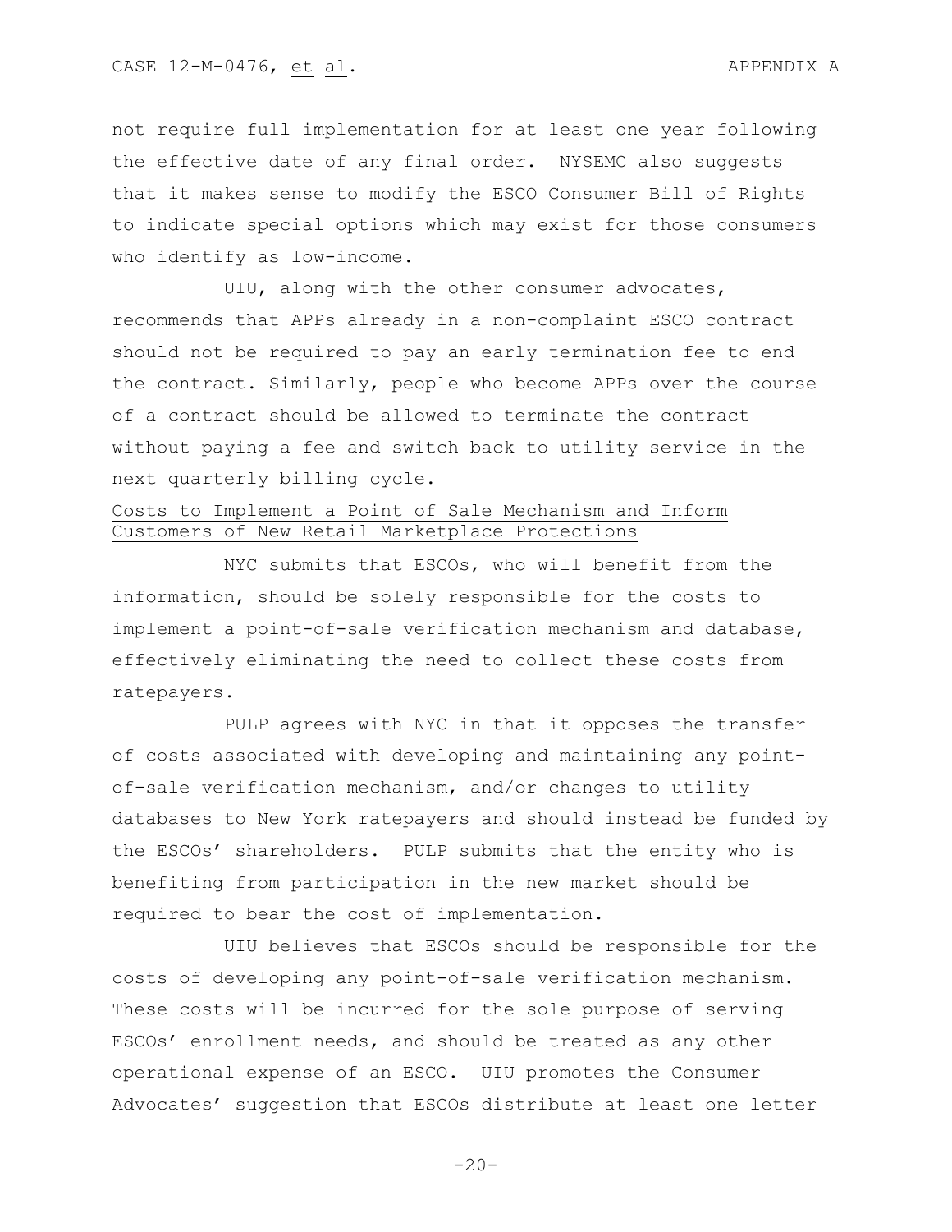not require full implementation for at least one year following the effective date of any final order. NYSEMC also suggests that it makes sense to modify the ESCO Consumer Bill of Rights to indicate special options which may exist for those consumers who identify as low-income.

UIU, along with the other consumer advocates, recommends that APPs already in a non-complaint ESCO contract should not be required to pay an early termination fee to end the contract. Similarly, people who become APPs over the course of a contract should be allowed to terminate the contract without paying a fee and switch back to utility service in the next quarterly billing cycle.

<u>Costs to Implement a Point of Sale Mechanism and Inform Customers of New Retail Marketplace Protections</u>

NYC submits that ESCOs, who will benefit from the information, should be solely responsible for the costs to implement a point-of-sale verification mechanism and database, effectively eliminating the need to collect these costs from ratepayers.

PULP agrees with NYC in that it opposes the transfer of costs associated with developing and maintaining any point-of-sale verification mechanism, and/or changes to utility databases to New York ratepayers and should instead be funded by the ESCOs' shareholders. PULP submits that the entity who is benefiting from participation in the new market should be required to bear the cost of implementation.

UIU believes that ESCOs should be responsible for the costs of developing any point-of-sale verification mechanism. These costs will be incurred for the sole purpose of serving ESCOs' enrollment needs, and should be treated as any other operational expense of an ESCO. UIU promotes the Consumer Advocates' suggestion that ESCOs distribute at least one letter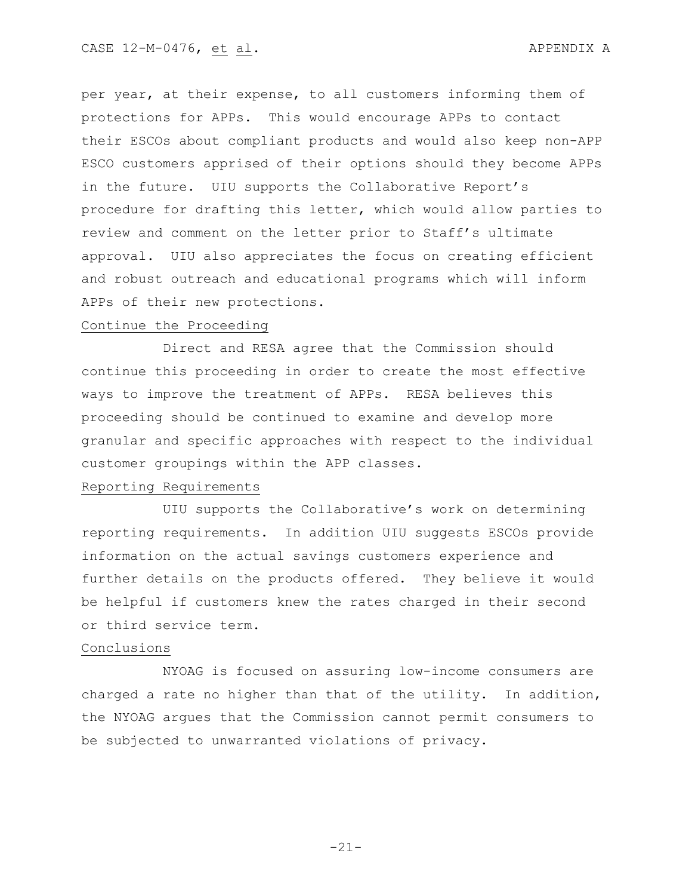per year, at their expense, to all customers informing them of protections for APPs. This would encourage APPs to contact their ESCOs about compliant products and would also keep non-APP ESCO customers apprised of their options should they become APPs in the future. UIU supports the Collaborative Report's procedure for drafting this letter, which would allow parties to review and comment on the letter prior to Staff's ultimate approval. UIU also appreciates the focus on creating efficient and robust outreach and educational programs which will inform APPs of their new protections.

## Continue the Proceeding

Direct and RESA agree that the Commission should continue this proceeding in order to create the most effective ways to improve the treatment of APPs. RESA believes this proceeding should be continued to examine and develop more granular and specific approaches with respect to the individual customer groupings within the APP classes.

## Reporting Requirements

UIU supports the Collaborative's work on determining reporting requirements. In addition UIU suggests ESCOs provide information on the actual savings customers experience and further details on the products offered. They believe it would be helpful if customers knew the rates charged in their second or third service term.

## Conclusions

NYOAG is focused on assuring low-income consumers are charged a rate no higher than that of the utility. In addition, the NYOAG argues that the Commission cannot permit consumers to be subjected to unwarranted violations of privacy.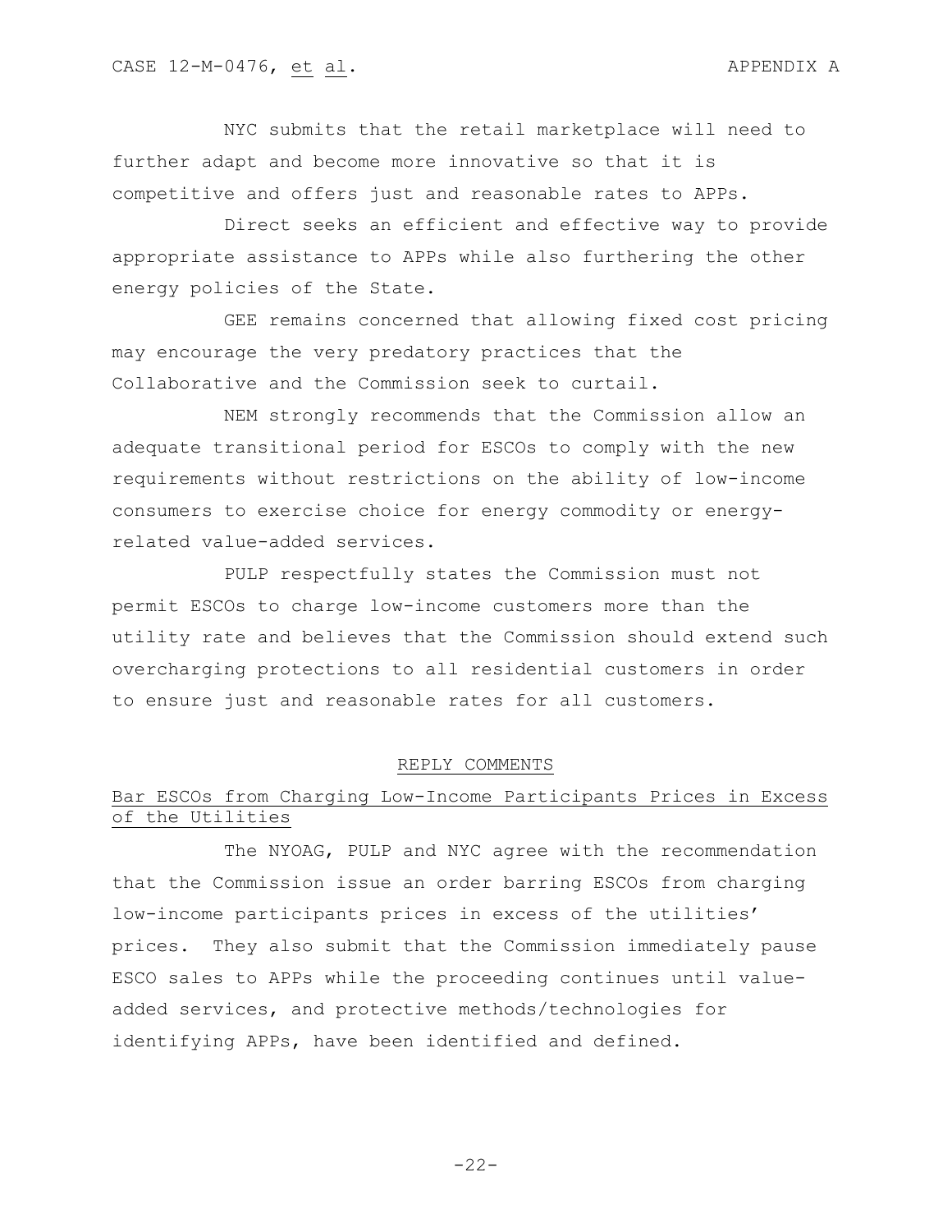NYC submits that the retail marketplace will need to further adapt and become more innovative so that it is competitive and offers just and reasonable rates to APPs.

Direct seeks an efficient and effective way to provide appropriate assistance to APPs while also furthering the other energy policies of the State.

GEE remains concerned that allowing fixed cost pricing may encourage the very predatory practices that the Collaborative and the Commission seek to curtail.

NEM strongly recommends that the Commission allow an adequate transitional period for ESCOs to comply with the new requirements without restrictions on the ability of low-income consumers to exercise choice for energy commodity or energy-related value-added services.

PULP respectfully states the Commission must not permit ESCOs to charge low-income customers more than the utility rate and believes that the Commission should extend such overcharging protections to all residential customers in order to ensure just and reasonable rates for all customers.

## REPLY COMMENTS

### Bar ESCOs from Charging Low-Income Participants Prices in Excess of the Utilities

The NYOAG, PULP and NYC agree with the recommendation that the Commission issue an order barring ESCOs from charging low-income participants prices in excess of the utilities' prices. They also submit that the Commission immediately pause ESCO sales to APPs while the proceeding continues until value-added services, and protective methods/technologies for identifying APPs, have been identified and defined.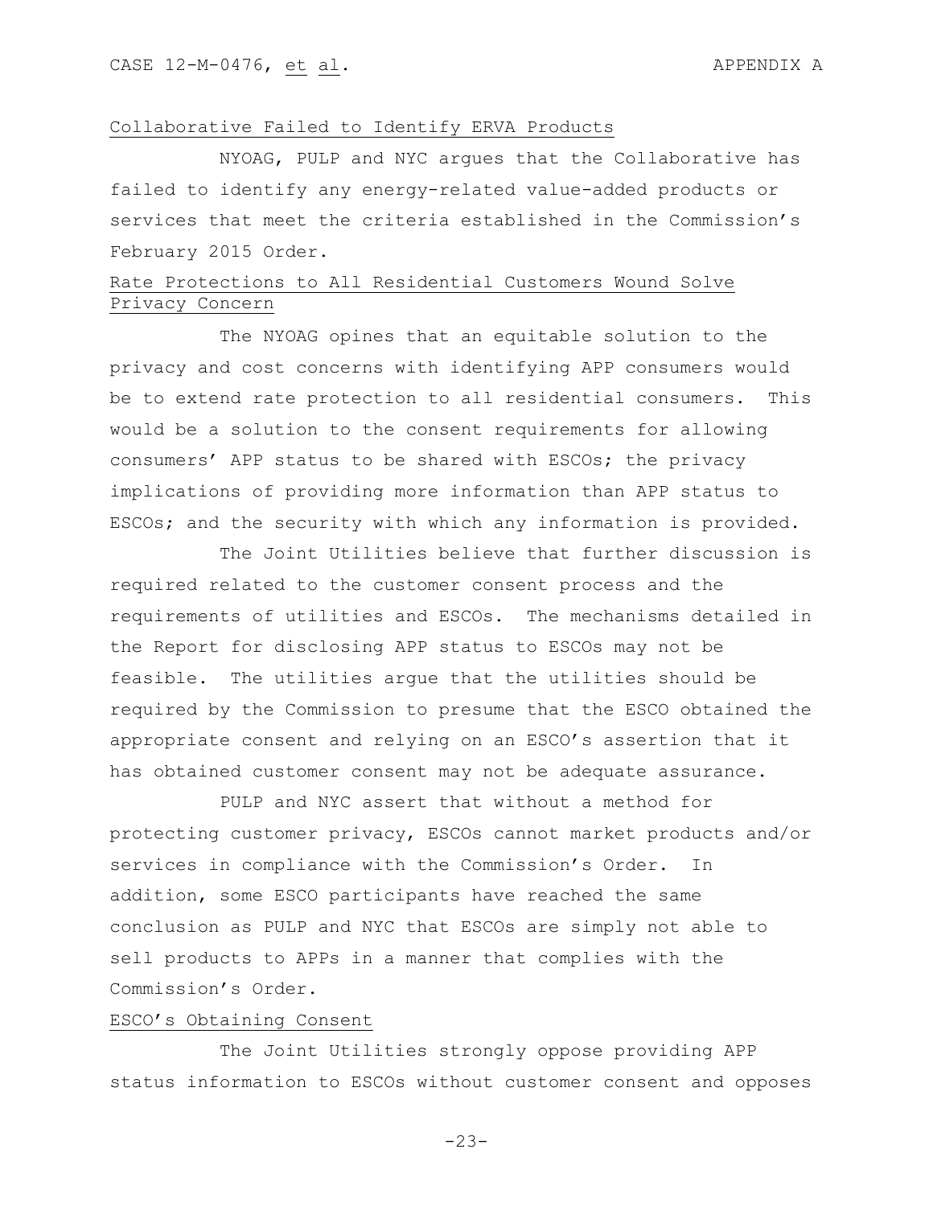<u>Collaborative Failed to Identify ERVA Products</u>

NYOAG, PULP and NYC argues that the Collaborative has failed to identify any energy-related value-added products or services that meet the criteria established in the Commission's February 2015 Order.

<u>Rate Protections to All Residential Customers Wound Solve Privacy Concern</u>

The NYOAG opines that an equitable solution to the privacy and cost concerns with identifying APP consumers would be to extend rate protection to all residential consumers. This would be a solution to the consent requirements for allowing consumers' APP status to be shared with ESCOs; the privacy implications of providing more information than APP status to ESCOs; and the security with which any information is provided.

The Joint Utilities believe that further discussion is required related to the customer consent process and the requirements of utilities and ESCOs. The mechanisms detailed in the Report for disclosing APP status to ESCOs may not be feasible. The utilities argue that the utilities should be required by the Commission to presume that the ESCO obtained the appropriate consent and relying on an ESCO's assertion that it has obtained customer consent may not be adequate assurance.

PULP and NYC assert that without a method for protecting customer privacy, ESCOs cannot market products and/or services in compliance with the Commission's Order. In addition, some ESCO participants have reached the same conclusion as PULP and NYC that ESCOs are simply not able to sell products to APPs in a manner that complies with the Commission's Order.

<u>ESCO's Obtaining Consent</u>

The Joint Utilities strongly oppose providing APP status information to ESCOs without customer consent and opposes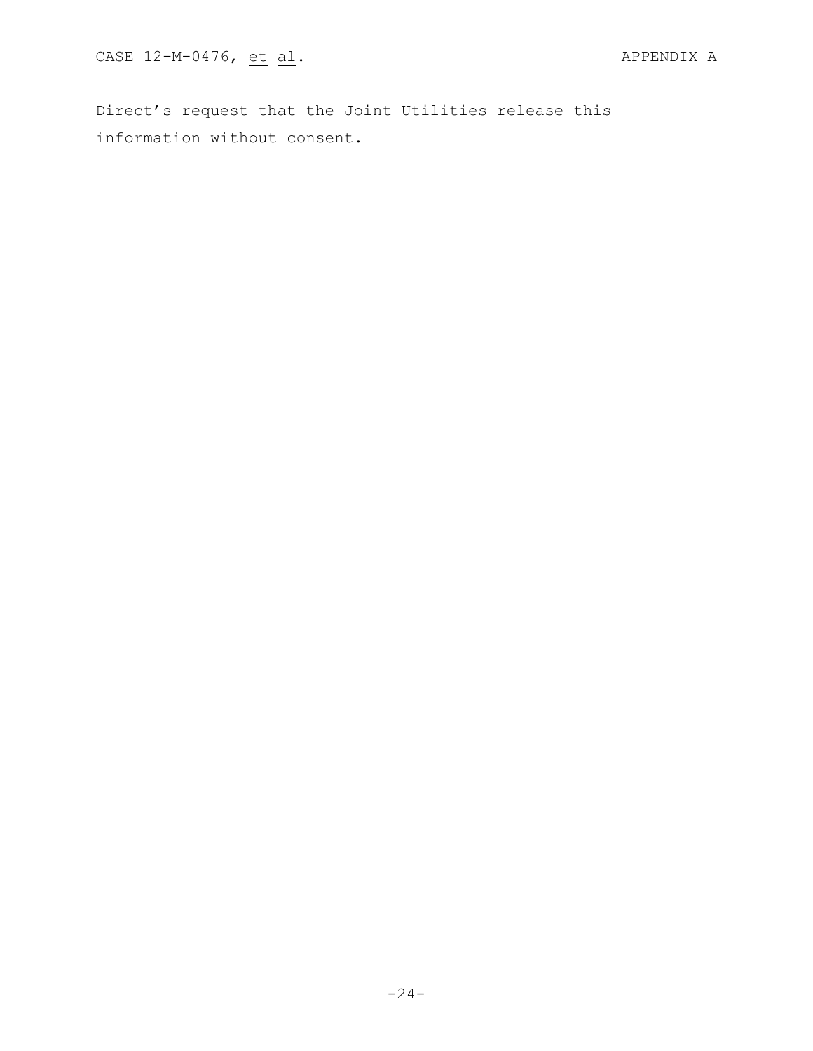Direct’s request that the Joint Utilities release this information without consent.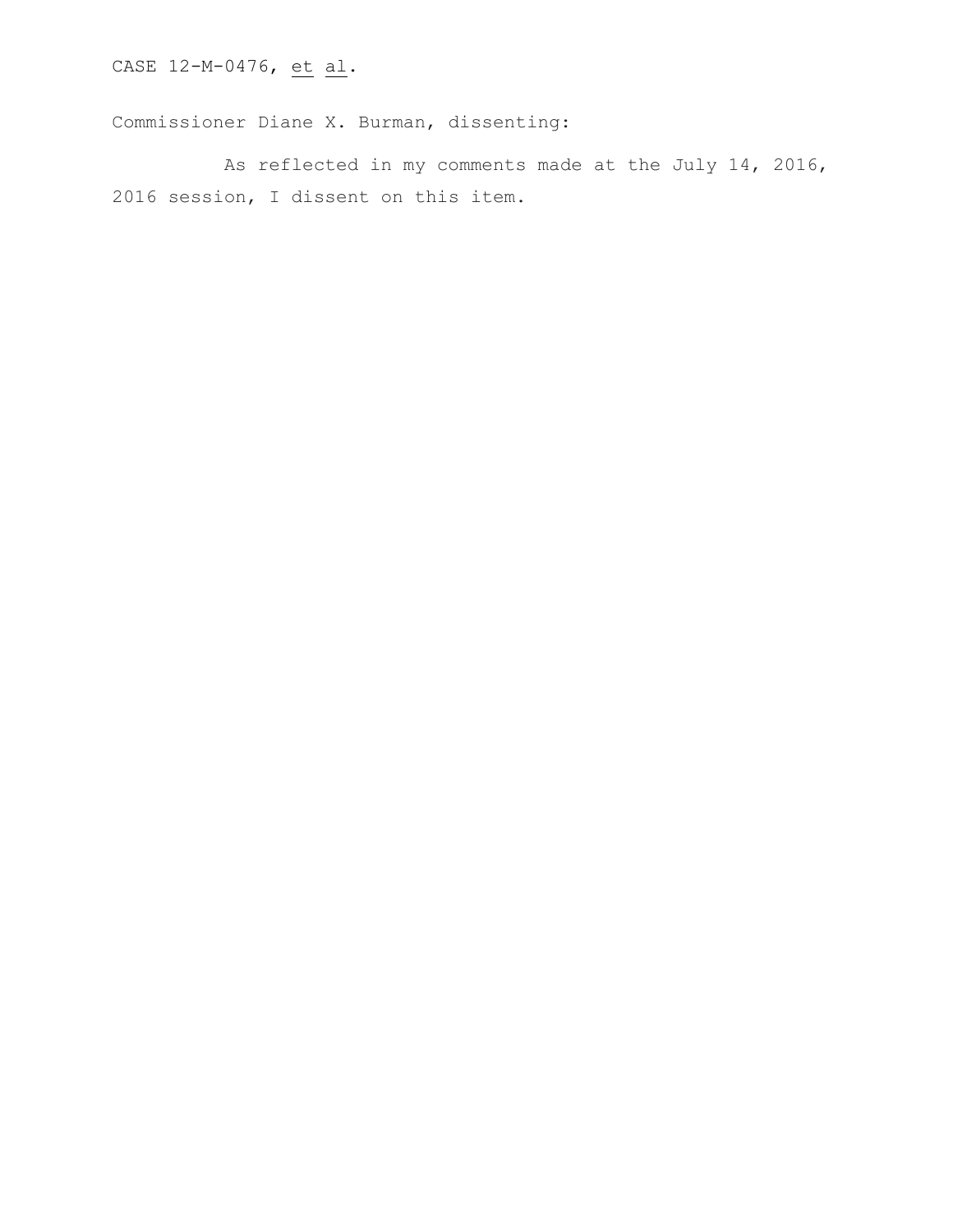CASE 12-M-0476, et al.

Commissioner Diane X. Burman, dissenting:

As reflected in my comments made at the July 14, 2016, 2016 session, I dissent on this item.